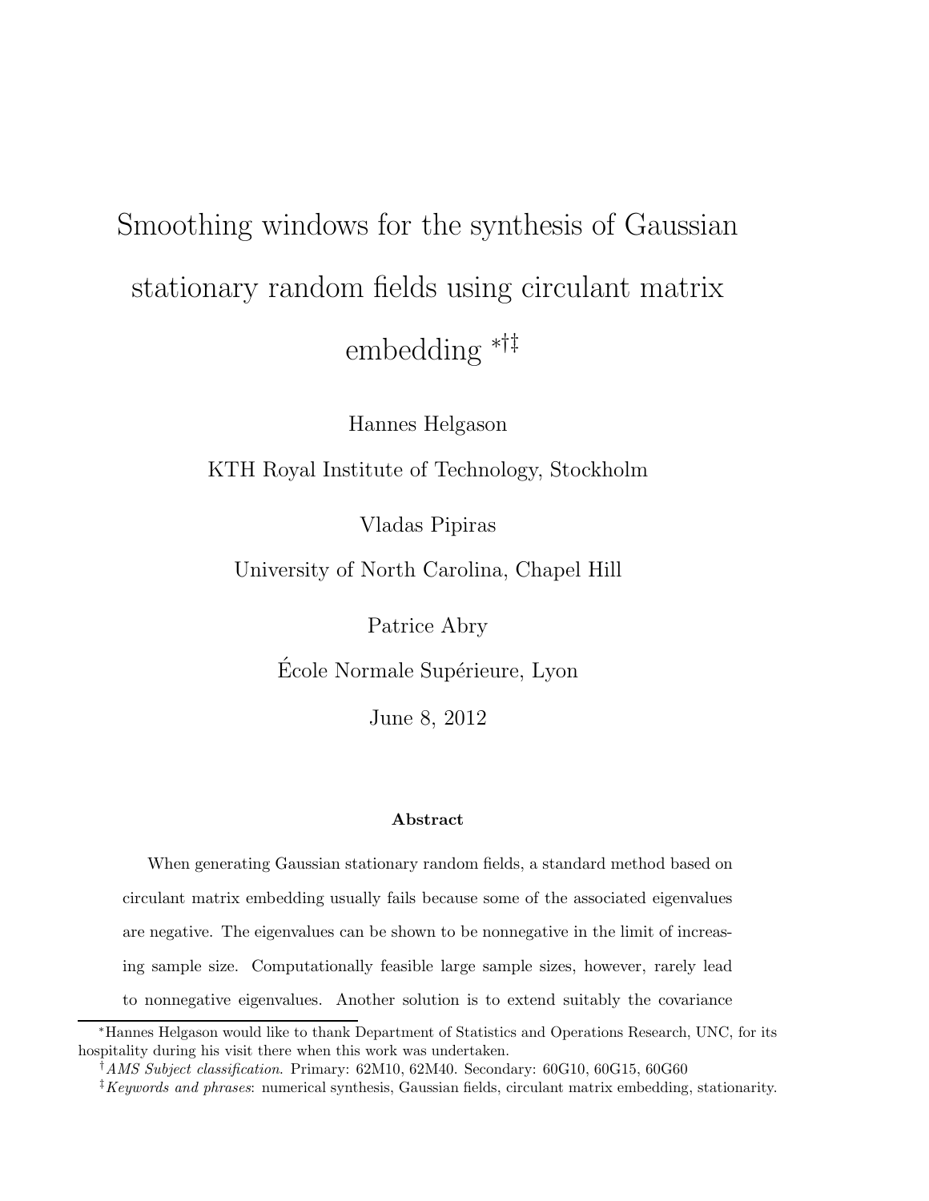# Smoothing windows for the synthesis of Gaussian stationary random fields using circulant matrix embedding [*,†,‡]

Hannes Helgason

KTH Royal Institute of Technology, Stockholm

Vladas Pipiras

University of North Carolina, Chapel Hill

Patrice Abry

École Normale Supérieure, Lyon

June 8, 2012

**Abstract**

When generating Gaussian stationary random fields, a standard method based on circulant matrix embedding usually fails because some of the associated eigenvalues are negative. The eigenvalues can be shown to be nonnegative in the limit of increasing sample size. Computationally feasible large sample sizes, however, rarely lead to nonnegative eigenvalues. Another solution is to extend suitably the covariance

---

[*] Hannes Helgason would like to thank Department of Statistics and Operations Research, UNC, for its hospitality during his visit there when this work was undertaken.

[†] *AMS Subject classification.* Primary: 62M10, 62M40. Secondary: 60G10, 60G15, 60G60

[‡] *Keywords and phrases*: numerical synthesis, Gaussian fields, circulant matrix embedding, stationarity.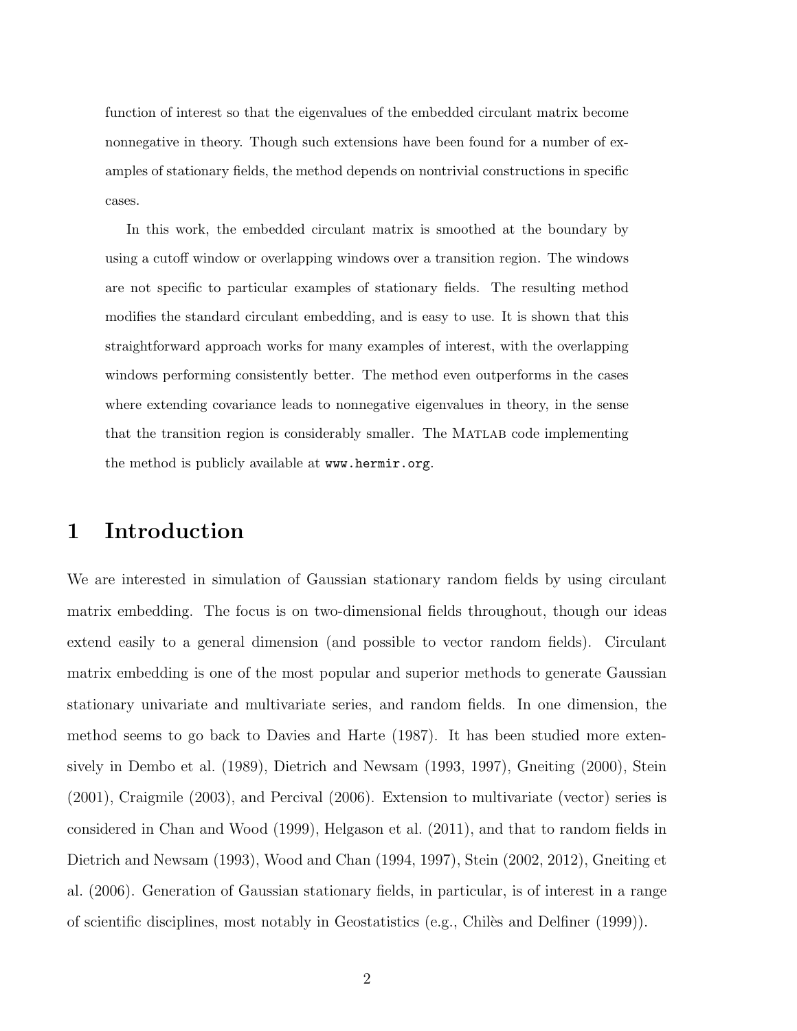function of interest so that the eigenvalues of the embedded circulant matrix become nonnegative in theory. Though such extensions have been found for a number of examples of stationary fields, the method depends on nontrivial constructions in specific cases.

In this work, the embedded circulant matrix is smoothed at the boundary by using a cutoff window or overlapping windows over a transition region. The windows are not specific to particular examples of stationary fields. The resulting method modifies the standard circulant embedding, and is easy to use. It is shown that this straightforward approach works for many examples of interest, with the overlapping windows performing consistently better. The method even outperforms in the cases where extending covariance leads to nonnegative eigenvalues in theory, in the sense that the transition region is considerably smaller. The MATLAB code implementing the method is publicly available at `www.hermir.org`.

# 1 Introduction

We are interested in simulation of Gaussian stationary random fields by using circulant matrix embedding. The focus is on two-dimensional fields throughout, though our ideas extend easily to a general dimension (and possible to vector random fields). Circulant matrix embedding is one of the most popular and superior methods to generate Gaussian stationary univariate and multivariate series, and random fields. In one dimension, the method seems to go back to Davies and Harte (1987). It has been studied more extensively in Dembo et al. (1989), Dietrich and Newsam (1993, 1997), Gneiting (2000), Stein (2001), Craigmile (2003), and Percival (2006). Extension to multivariate (vector) series is considered in Chan and Wood (1999), Helgason et al. (2011), and that to random fields in Dietrich and Newsam (1993), Wood and Chan (1994, 1997), Stein (2002, 2012), Gneiting et al. (2006). Generation of Gaussian stationary fields, in particular, is of interest in a range of scientific disciplines, most notably in Geostatistics (e.g., Chilès and Delfiner (1999)).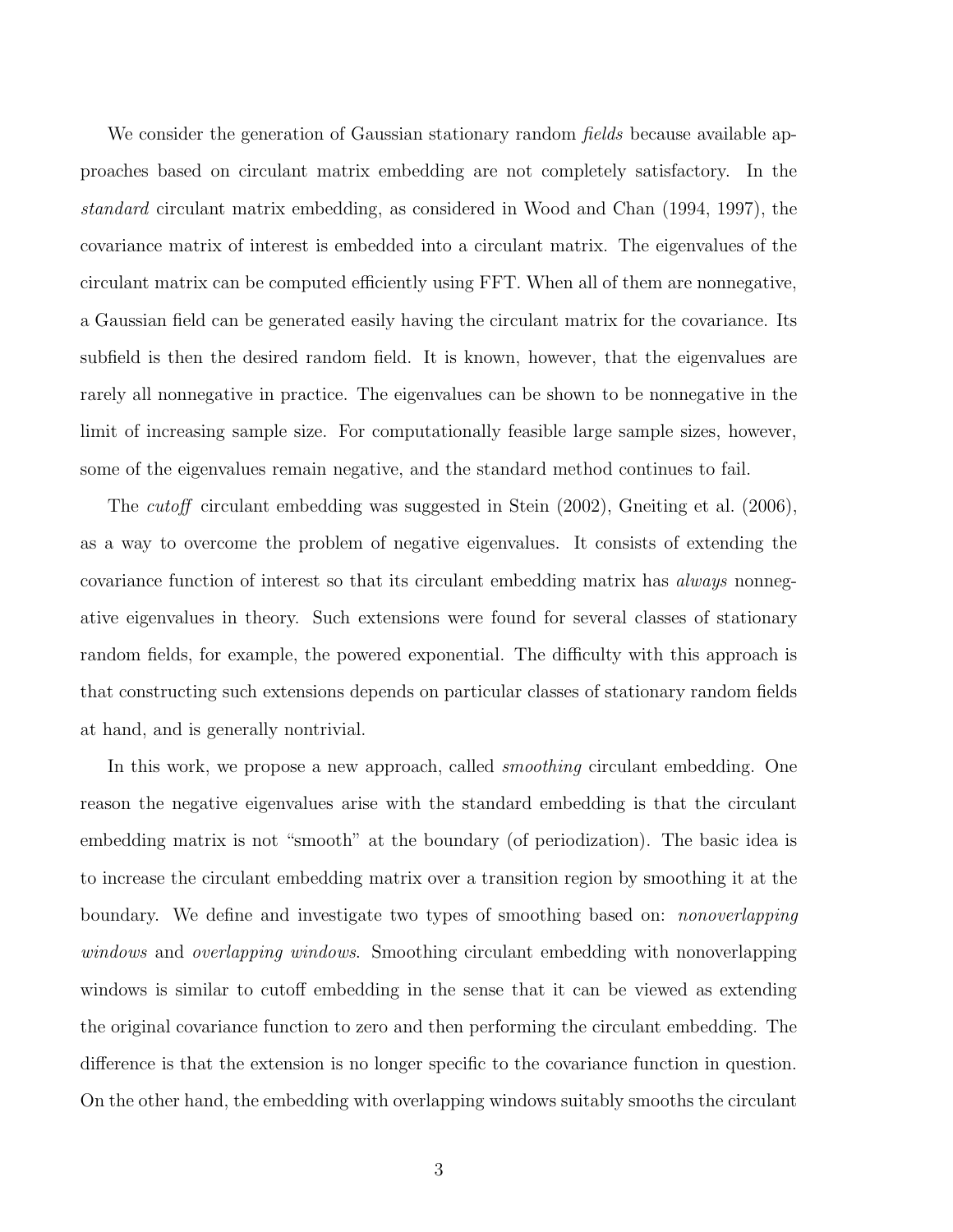We consider the generation of Gaussian stationary random *fields* because available approaches based on circulant matrix embedding are not completely satisfactory. In the *standard* circulant matrix embedding, as considered in Wood and Chan (1994, 1997), the covariance matrix of interest is embedded into a circulant matrix. The eigenvalues of the circulant matrix can be computed efficiently using FFT. When all of them are nonnegative, a Gaussian field can be generated easily having the circulant matrix for the covariance. Its subfield is then the desired random field. It is known, however, that the eigenvalues are rarely all nonnegative in practice. The eigenvalues can be shown to be nonnegative in the limit of increasing sample size. For computationally feasible large sample sizes, however, some of the eigenvalues remain negative, and the standard method continues to fail.

The *cutoff* circulant embedding was suggested in Stein (2002), Gneiting et al. (2006), as a way to overcome the problem of negative eigenvalues. It consists of extending the covariance function of interest so that its circulant embedding matrix has *always* nonnegative eigenvalues in theory. Such extensions were found for several classes of stationary random fields, for example, the powered exponential. The difficulty with this approach is that constructing such extensions depends on particular classes of stationary random fields at hand, and is generally nontrivial.

In this work, we propose a new approach, called *smoothing* circulant embedding. One reason the negative eigenvalues arise with the standard embedding is that the circulant embedding matrix is not "smooth" at the boundary (of periodization). The basic idea is to increase the circulant embedding matrix over a transition region by smoothing it at the boundary. We define and investigate two types of smoothing based on: *nonoverlapping windows* and *overlapping windows*. Smoothing circulant embedding with nonoverlapping windows is similar to cutoff embedding in the sense that it can be viewed as extending the original covariance function to zero and then performing the circulant embedding. The difference is that the extension is no longer specific to the covariance function in question. On the other hand, the embedding with overlapping windows suitably smooths the circulant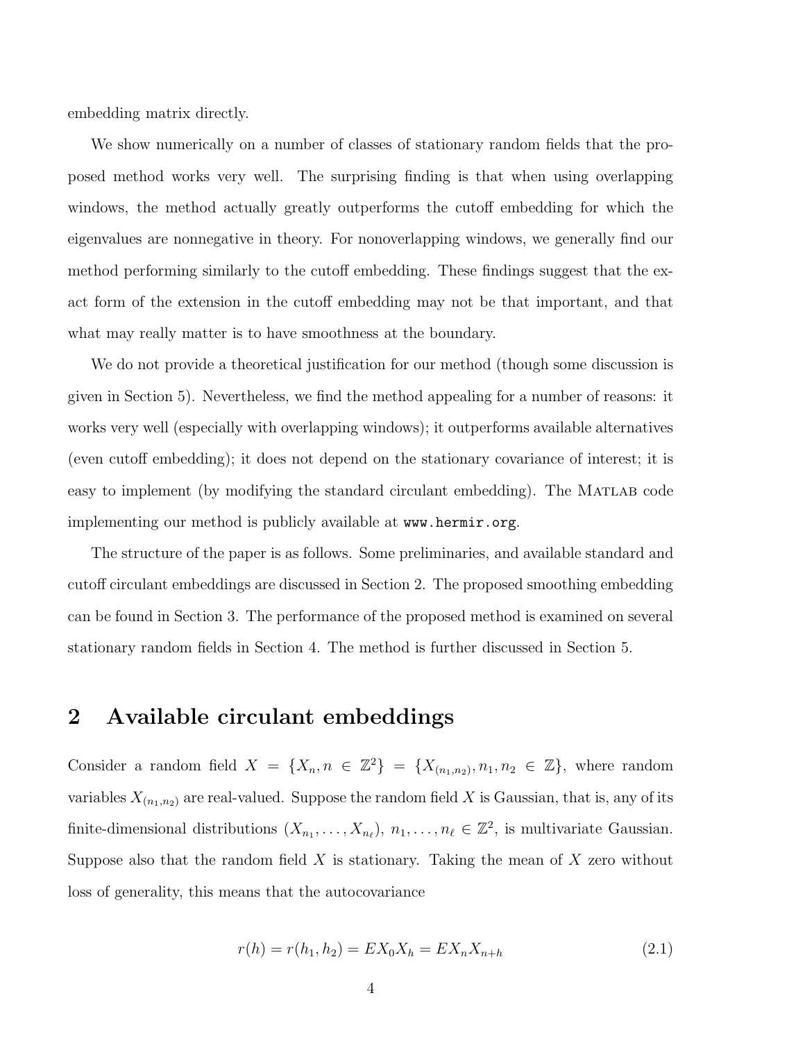embedding matrix directly.

We show numerically on a number of classes of stationary random fields that the proposed method works very well. The surprising finding is that when using overlapping windows, the method actually greatly outperforms the cutoff embedding for which the eigenvalues are nonnegative in theory. For nonoverlapping windows, we generally find our method performing similarly to the cutoff embedding. These findings suggest that the exact form of the extension in the cutoff embedding may not be that important, and that what may really matter is to have smoothness at the boundary.

We do not provide a theoretical justification for our method (though some discussion is given in Section 5). Nevertheless, we find the method appealing for a number of reasons: it works very well (especially with overlapping windows); it outperforms available alternatives (even cutoff embedding); it does not depend on the stationary covariance of interest; it is easy to implement (by modifying the standard circulant embedding). The MATLAB code implementing our method is publicly available at `www.hermir.org`.

The structure of the paper is as follows. Some preliminaries, and available standard and cutoff circulant embeddings are discussed in Section 2. The proposed smoothing embedding can be found in Section 3. The performance of the proposed method is examined on several stationary random fields in Section 4. The method is further discussed in Section 5.

## 2 Available circulant embeddings

Consider a random field $X = \{X_n, n \in \mathbb{Z}^2\} = \{X_{(n_1,n_2)}, n_1, n_2 \in \mathbb{Z}\}$, where random variables $X_{(n_1,n_2)}$ are real-valued. Suppose the random field $X$ is Gaussian, that is, any of its finite-dimensional distributions $(X_{n_1}, \dots, X_{n_\ell})$, $n_1, \dots, n_\ell \in \mathbb{Z}^2$, is multivariate Gaussian. Suppose also that the random field $X$ is stationary. Taking the mean of $X$ zero without loss of generality, this means that the autocovariance

$$r(h) = r(h_1, h_2) = EX_0 X_h = EX_n X_{n+h} \tag{2.1}$$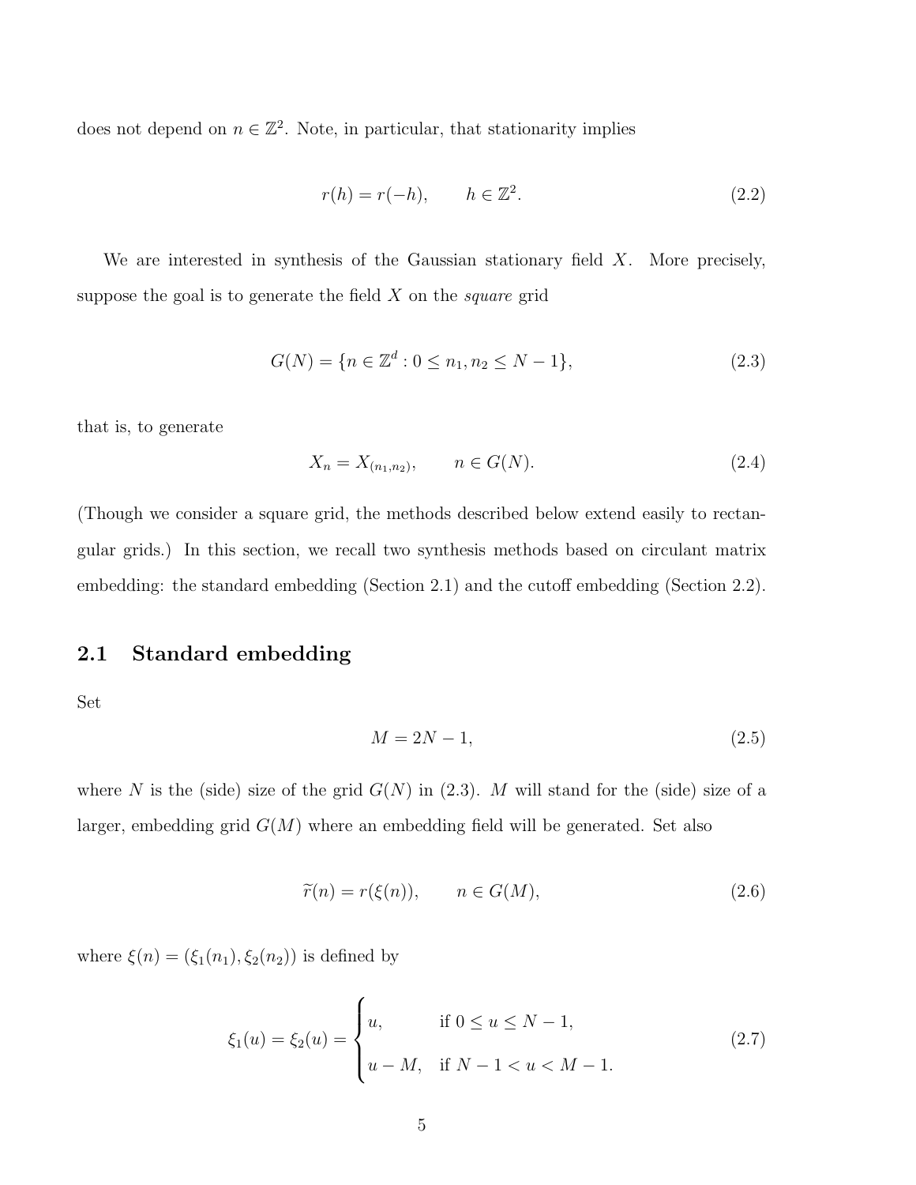does not depend on $n \in \mathbb{Z}^2$. Note, in particular, that stationarity implies

$$r(h) = r(-h), \qquad h \in \mathbb{Z}^2. \tag{2.2}$$

We are interested in synthesis of the Gaussian stationary field $X$. More precisely, suppose the goal is to generate the field $X$ on the *square* grid

$$G(N) = \{n \in \mathbb{Z}^d : 0 \leq n_1, n_2 \leq N - 1\}, \tag{2.3}$$

that is, to generate

$$X_n = X_{(n_1,n_2)}, \qquad n \in G(N). \tag{2.4}$$

(Though we consider a square grid, the methods described below extend easily to rectangular grids.) In this section, we recall two synthesis methods based on circulant matrix embedding: the standard embedding (Section 2.1) and the cutoff embedding (Section 2.2).

## 2.1 Standard embedding

Set

$$M = 2N - 1, \tag{2.5}$$

where $N$ is the (side) size of the grid $G(N)$ in (2.3). $M$ will stand for the (side) size of a larger, embedding grid $G(M)$ where an embedding field will be generated. Set also

$$\widetilde{r}(n) = r(\xi(n)), \qquad n \in G(M), \tag{2.6}$$

where $\xi(n) = (\xi_1(n_1), \xi_2(n_2))$ is defined by

$$\xi_1(u) = \xi_2(u) = \begin{cases} u, & \text{if } 0 \leq u \leq N - 1, \\ u - M, & \text{if } N - 1 < u < M - 1. \end{cases} \tag{2.7}$$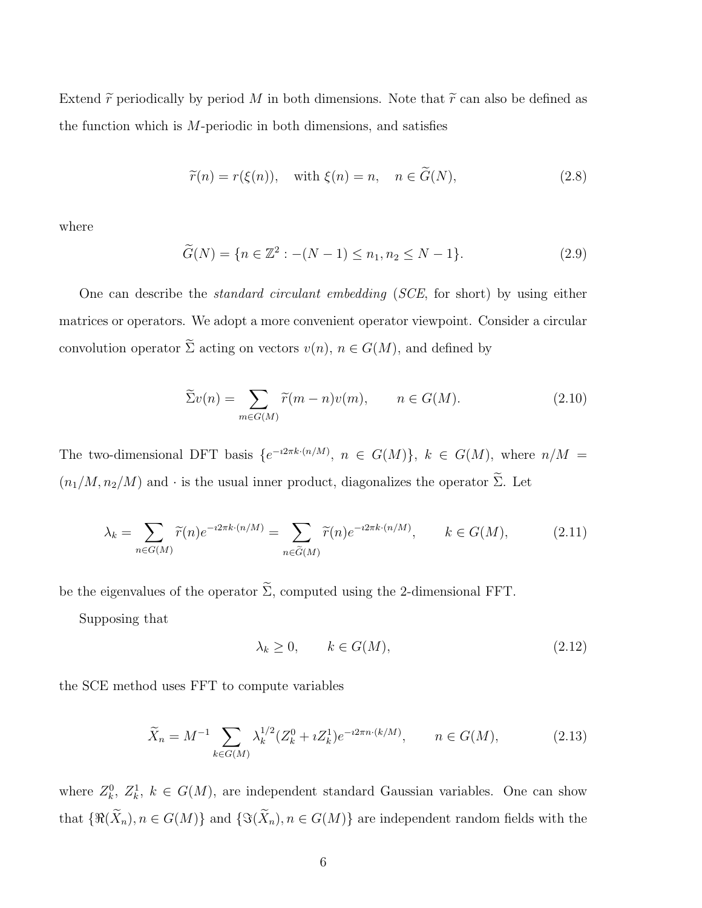Extend $\widetilde{r}$ periodically by period $M$ in both dimensions. Note that $\widetilde{r}$ can also be defined as the function which is $M$-periodic in both dimensions, and satisfies

$$\widetilde{r}(n) = r(\xi(n)), \quad \text{with } \xi(n) = n, \quad n \in \widetilde{G}(N), \tag{2.8}$$

where

$$\widetilde{G}(N) = \{n \in \mathbb{Z}^2 : -(N-1) \leq n_1, n_2 \leq N-1\}. \tag{2.9}$$

One can describe the *standard circulant embedding* (*SCE*, for short) by using either matrices or operators. We adopt a more convenient operator viewpoint. Consider a circular convolution operator $\widetilde{\Sigma}$ acting on vectors $v(n)$, $n \in G(M)$, and defined by

$$\widetilde{\Sigma}v(n) = \sum_{m \in G(M)} \widetilde{r}(m-n)v(m), \qquad n \in G(M). \tag{2.10}$$

The two-dimensional DFT basis $\{e^{-\imath 2\pi k\cdot(n/M)},\ n \in G(M)\}$, $k \in G(M)$, where $n/M = (n_1/M, n_2/M)$ and $\cdot$ is the usual inner product, diagonalizes the operator $\widetilde{\Sigma}$. Let

$$\lambda_k = \sum_{n \in G(M)} \widetilde{r}(n) e^{-\imath 2\pi k\cdot(n/M)} = \sum_{n \in \widetilde{G}(M)} \widetilde{r}(n) e^{-\imath 2\pi k\cdot(n/M)}, \qquad k \in G(M), \tag{2.11}$$

be the eigenvalues of the operator $\widetilde{\Sigma}$, computed using the 2-dimensional FFT.

Supposing that

$$\lambda_k \geq 0, \qquad k \in G(M), \tag{2.12}$$

the SCE method uses FFT to compute variables

$$\widetilde{X}_n = M^{-1} \sum_{k \in G(M)} \lambda_k^{1/2}(Z_k^0 + \imath Z_k^1) e^{-\imath 2\pi n\cdot(k/M)}, \qquad n \in G(M), \tag{2.13}$$

where $Z_k^0$, $Z_k^1$, $k \in G(M)$, are independent standard Gaussian variables. One can show that $\{\Re(\widetilde{X}_n), n \in G(M)\}$ and $\{\Im(\widetilde{X}_n), n \in G(M)\}$ are independent random fields with the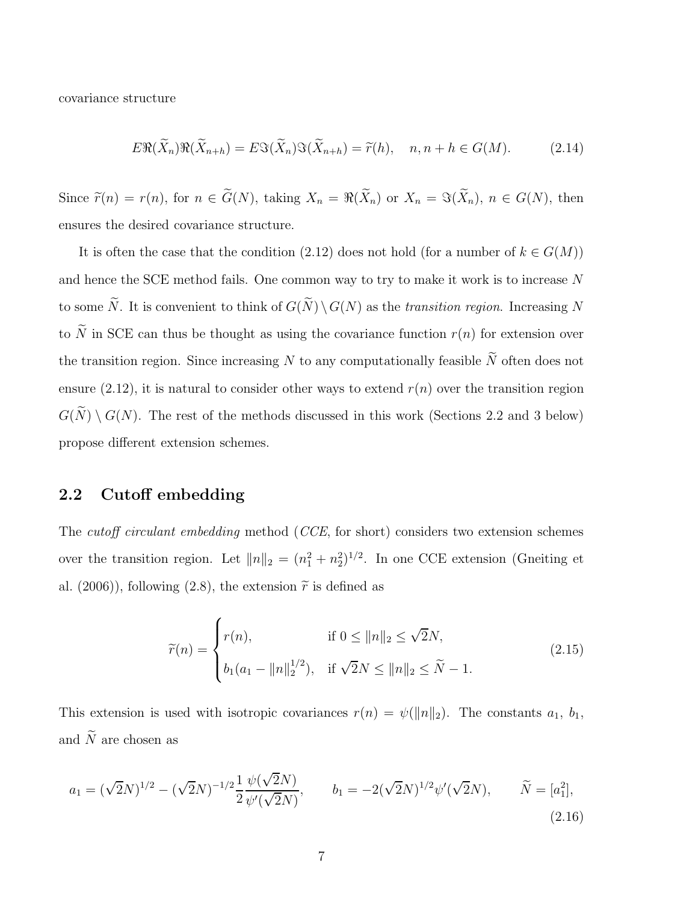covariance structure

$$E\Re(\widetilde{X}_n)\Re(\widetilde{X}_{n+h}) = E\Im(\widetilde{X}_n)\Im(\widetilde{X}_{n+h}) = \widetilde{r}(h), \quad n, n+h \in G(M). \tag{2.14}$$

Since $\widetilde{r}(n) = r(n)$, for $n \in \widetilde{G}(N)$, taking $X_n = \Re(\widetilde{X}_n)$ or $X_n = \Im(\widetilde{X}_n)$, $n \in G(N)$, then ensures the desired covariance structure.

It is often the case that the condition (2.12) does not hold (for a number of $k \in G(M)$) and hence the SCE method fails. One common way to try to make it work is to increase $N$ to some $\widetilde{N}$. It is convenient to think of $G(\widetilde{N}) \setminus G(N)$ as the *transition region*. Increasing $N$ to $\widetilde{N}$ in SCE can thus be thought as using the covariance function $r(n)$ for extension over the transition region. Since increasing $N$ to any computationally feasible $\widetilde{N}$ often does not ensure (2.12), it is natural to consider other ways to extend $r(n)$ over the transition region $G(\widetilde{N}) \setminus G(N)$. The rest of the methods discussed in this work (Sections 2.2 and 3 below) propose different extension schemes.

## 2.2 Cutoff embedding

The *cutoff circulant embedding* method (*CCE*, for short) considers two extension schemes over the transition region. Let $\|n\|_2 = (n_1^2 + n_2^2)^{1/2}$. In one CCE extension (Gneiting et al. (2006)), following (2.8), the extension $\widetilde{r}$ is defined as

$$\widetilde{r}(n) = \begin{cases} r(n), & \text{if } 0 \leq \|n\|_2 \leq \sqrt{2}N, \\ b_1(a_1 - \|n\|_2^{1/2}), & \text{if } \sqrt{2}N \leq \|n\|_2 \leq \widetilde{N} - 1. \end{cases} \tag{2.15}$$

This extension is used with isotropic covariances $r(n) = \psi(\|n\|_2)$. The constants $a_1$, $b_1$, and $\widetilde{N}$ are chosen as

$$a_1 = (\sqrt{2}N)^{1/2} - (\sqrt{2}N)^{-1/2}\frac{1}{2}\frac{\psi(\sqrt{2}N)}{\psi'(\sqrt{2}N)}, \qquad b_1 = -2(\sqrt{2}N)^{1/2}\psi'(\sqrt{2}N), \qquad \widetilde{N} = [a_1^2], \tag{2.16}$$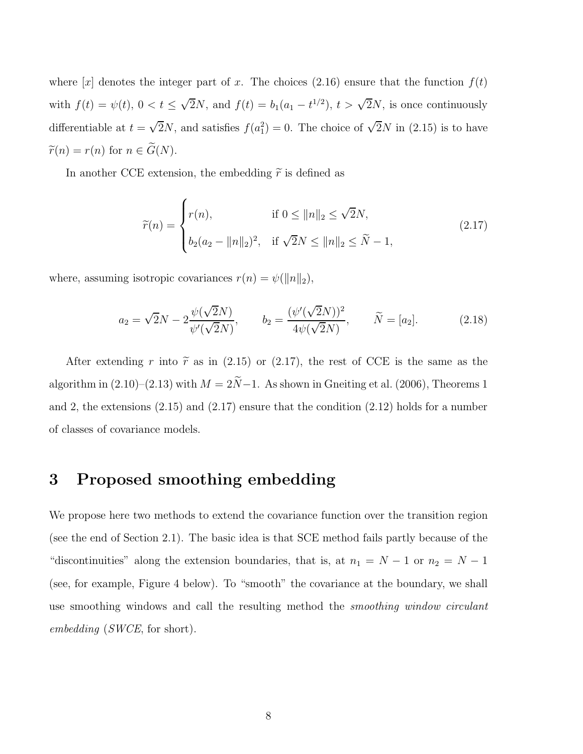where $[x]$ denotes the integer part of $x$. The choices (2.16) ensure that the function $f(t)$ with $f(t) = \psi(t)$, $0 < t \leq \sqrt{2}N$, and $f(t) = b_1(a_1 - t^{1/2})$, $t > \sqrt{2}N$, is once continuously differentiable at $t = \sqrt{2}N$, and satisfies $f(a_1^2) = 0$. The choice of $\sqrt{2}N$ in (2.15) is to have $\widetilde{r}(n) = r(n)$ for $n \in \widetilde{G}(N)$.

In another CCE extension, the embedding $\widetilde{r}$ is defined as

$$\widetilde{r}(n) = \begin{cases} r(n), & \text{if } 0 \leq \|n\|_2 \leq \sqrt{2}N, \\ b_2(a_2 - \|n\|_2)^2, & \text{if } \sqrt{2}N \leq \|n\|_2 \leq \widetilde{N} - 1, \end{cases} \tag{2.17}$$

where, assuming isotropic covariances $r(n) = \psi(\|n\|_2)$,

$$a_2 = \sqrt{2}N - 2\frac{\psi(\sqrt{2}N)}{\psi'(\sqrt{2}N)}, \qquad b_2 = \frac{(\psi'(\sqrt{2}N))^2}{4\psi(\sqrt{2}N)}, \qquad \widetilde{N} = [a_2]. \tag{2.18}$$

After extending $r$ into $\widetilde{r}$ as in (2.15) or (2.17), the rest of CCE is the same as the algorithm in (2.10)–(2.13) with $M = 2\widetilde{N} - 1$. As shown in Gneiting et al. (2006), Theorems 1 and 2, the extensions (2.15) and (2.17) ensure that the condition (2.12) holds for a number of classes of covariance models.

# 3 Proposed smoothing embedding

We propose here two methods to extend the covariance function over the transition region (see the end of Section 2.1). The basic idea is that SCE method fails partly because of the "discontinuities" along the extension boundaries, that is, at $n_1 = N - 1$ or $n_2 = N - 1$ (see, for example, Figure 4 below). To "smooth" the covariance at the boundary, we shall use smoothing windows and call the resulting method the *smoothing window circulant embedding* (*SWCE*, for short).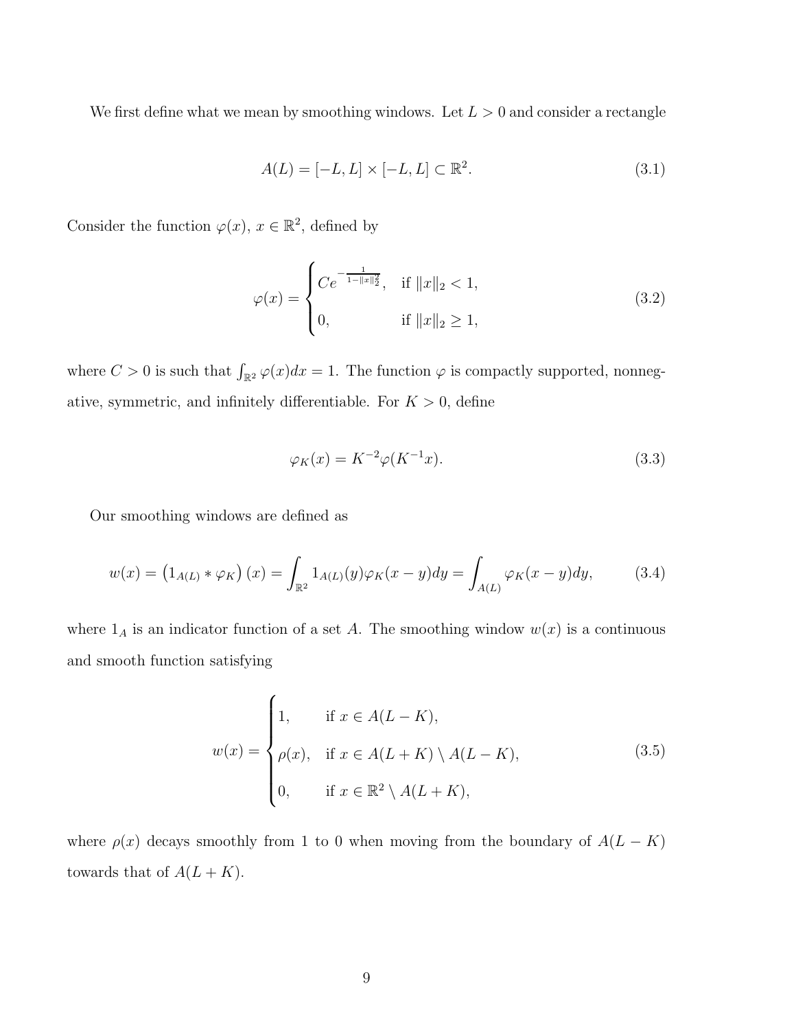We first define what we mean by smoothing windows. Let $L > 0$ and consider a rectangle

$$A(L) = [-L, L] \times [-L, L] \subset \mathbb{R}^2. \tag{3.1}$$

Consider the function $\varphi(x)$, $x \in \mathbb{R}^2$, defined by

$$\varphi(x) = \begin{cases} Ce^{-\frac{1}{1-\|x\|_2^2}}, & \text{if } \|x\|_2 < 1, \\ 0, & \text{if } \|x\|_2 \geq 1, \end{cases} \tag{3.2}$$

where $C > 0$ is such that $\int_{\mathbb{R}^2} \varphi(x)dx = 1$. The function $\varphi$ is compactly supported, nonnegative, symmetric, and infinitely differentiable. For $K > 0$, define

$$\varphi_K(x) = K^{-2}\varphi(K^{-1}x). \tag{3.3}$$

Our smoothing windows are defined as

$$w(x) = \left(1_{A(L)} * \varphi_K\right)(x) = \int_{\mathbb{R}^2} 1_{A(L)}(y)\varphi_K(x-y)dy = \int_{A(L)} \varphi_K(x-y)dy, \tag{3.4}$$

where $1_A$ is an indicator function of a set $A$. The smoothing window $w(x)$ is a continuous and smooth function satisfying

$$w(x) = \begin{cases} 1, & \text{if } x \in A(L-K), \\ \rho(x), & \text{if } x \in A(L+K) \setminus A(L-K), \\ 0, & \text{if } x \in \mathbb{R}^2 \setminus A(L+K), \end{cases} \tag{3.5}$$

where $\rho(x)$ decays smoothly from 1 to 0 when moving from the boundary of $A(L-K)$ towards that of $A(L+K)$.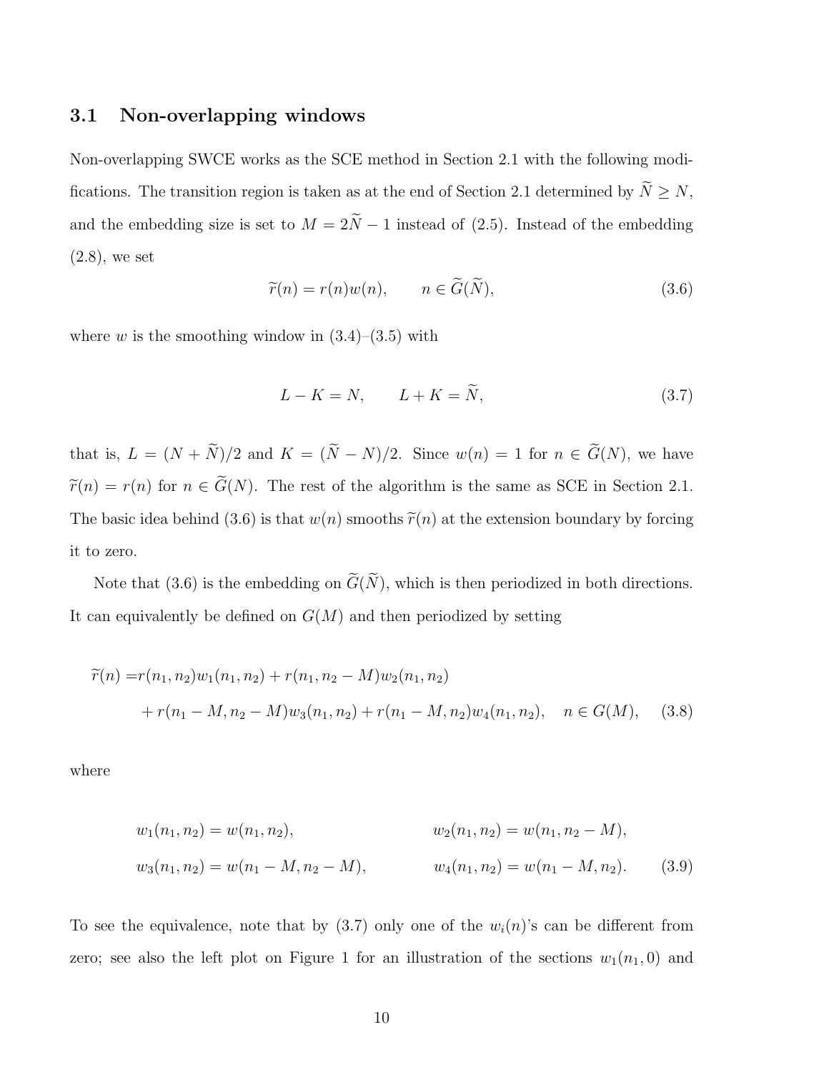### 3.1 Non-overlapping windows

Non-overlapping SWCE works as the SCE method in Section 2.1 with the following modifications. The transition region is taken as at the end of Section 2.1 determined by $\widetilde{N} \geq N$, and the embedding size is set to $M = 2\widetilde{N} - 1$ instead of (2.5). Instead of the embedding (2.8), we set

$$\widetilde{r}(n) = r(n)w(n), \qquad n \in \widetilde{G}(\widetilde{N}), \tag{3.6}$$

where $w$ is the smoothing window in (3.4)–(3.5) with

$$L - K = N, \qquad L + K = \widetilde{N}, \tag{3.7}$$

that is, $L = (N + \widetilde{N})/2$ and $K = (\widetilde{N} - N)/2$. Since $w(n) = 1$ for $n \in \widetilde{G}(N)$, we have $\widetilde{r}(n) = r(n)$ for $n \in \widetilde{G}(N)$. The rest of the algorithm is the same as SCE in Section 2.1. The basic idea behind (3.6) is that $w(n)$ smooths $\widetilde{r}(n)$ at the extension boundary by forcing it to zero.

Note that (3.6) is the embedding on $\widetilde{G}(\widetilde{N})$, which is then periodized in both directions. It can equivalently be defined on $G(M)$ and then periodized by setting

$$\begin{aligned}
\widetilde{r}(n) =& r(n_1, n_2)w_1(n_1, n_2) + r(n_1, n_2 - M)w_2(n_1, n_2) \\
&+ r(n_1 - M, n_2 - M)w_3(n_1, n_2) + r(n_1 - M, n_2)w_4(n_1, n_2), \quad n \in G(M), 
\end{aligned} \tag{3.8}$$

where

$$\begin{aligned}
w_1(n_1, n_2) &= w(n_1, n_2), & w_2(n_1, n_2) &= w(n_1, n_2 - M), \\
w_3(n_1, n_2) &= w(n_1 - M, n_2 - M), & w_4(n_1, n_2) &= w(n_1 - M, n_2).
\end{aligned} \tag{3.9}$$

To see the equivalence, note that by (3.7) only one of the $w_i(n)$'s can be different from zero; see also the left plot on Figure 1 for an illustration of the sections $w_1(n_1, 0)$ and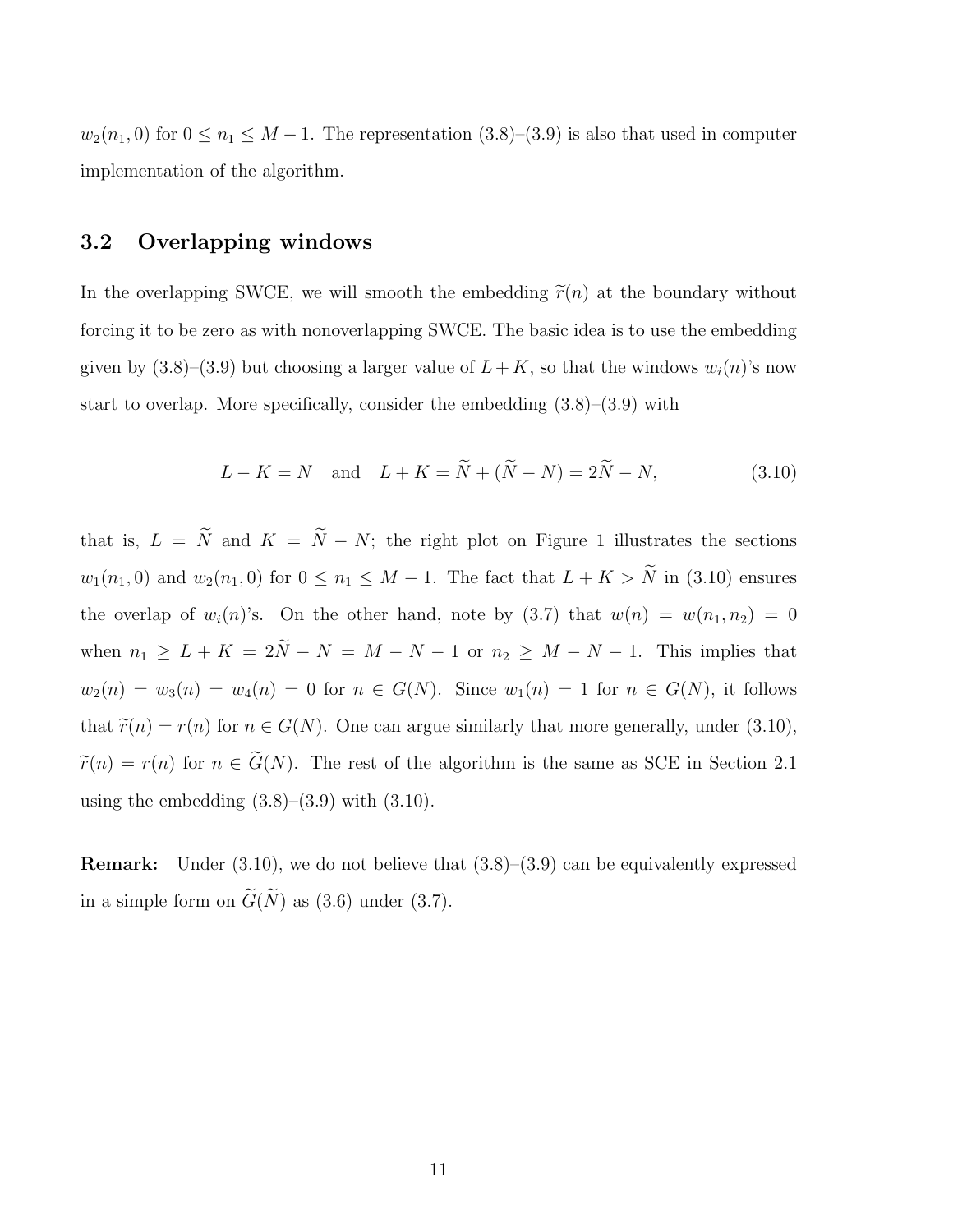$w_2(n_1, 0)$ for $0 \le n_1 \le M-1$. The representation (3.8)–(3.9) is also that used in computer implementation of the algorithm.

## 3.2 Overlapping windows

In the overlapping SWCE, we will smooth the embedding $\widetilde{r}(n)$ at the boundary without forcing it to be zero as with nonoverlapping SWCE. The basic idea is to use the embedding given by (3.8)–(3.9) but choosing a larger value of $L+K$, so that the windows $w_i(n)$'s now start to overlap. More specifically, consider the embedding (3.8)–(3.9) with

$$L - K = N \quad \text{and} \quad L + K = \widetilde{N} + (\widetilde{N} - N) = 2\widetilde{N} - N, \tag{3.10}$$

that is, $L = \widetilde{N}$ and $K = \widetilde{N} - N$; the right plot on Figure 1 illustrates the sections $w_1(n_1, 0)$ and $w_2(n_1, 0)$ for $0 \le n_1 \le M-1$. The fact that $L + K > \widetilde{N}$ in (3.10) ensures the overlap of $w_i(n)$'s. On the other hand, note by (3.7) that $w(n) = w(n_1, n_2) = 0$ when $n_1 \ge L + K = 2\widetilde{N} - N = M - N - 1$ or $n_2 \ge M - N - 1$. This implies that $w_2(n) = w_3(n) = w_4(n) = 0$ for $n \in G(N)$. Since $w_1(n) = 1$ for $n \in G(N)$, it follows that $\widetilde{r}(n) = r(n)$ for $n \in G(N)$. One can argue similarly that more generally, under (3.10), $\widetilde{r}(n) = r(n)$ for $n \in \widetilde{G}(N)$. The rest of the algorithm is the same as SCE in Section 2.1 using the embedding (3.8)–(3.9) with (3.10).

**Remark:** Under (3.10), we do not believe that (3.8)–(3.9) can be equivalently expressed in a simple form on $\widetilde{G}(\widetilde{N})$ as (3.6) under (3.7).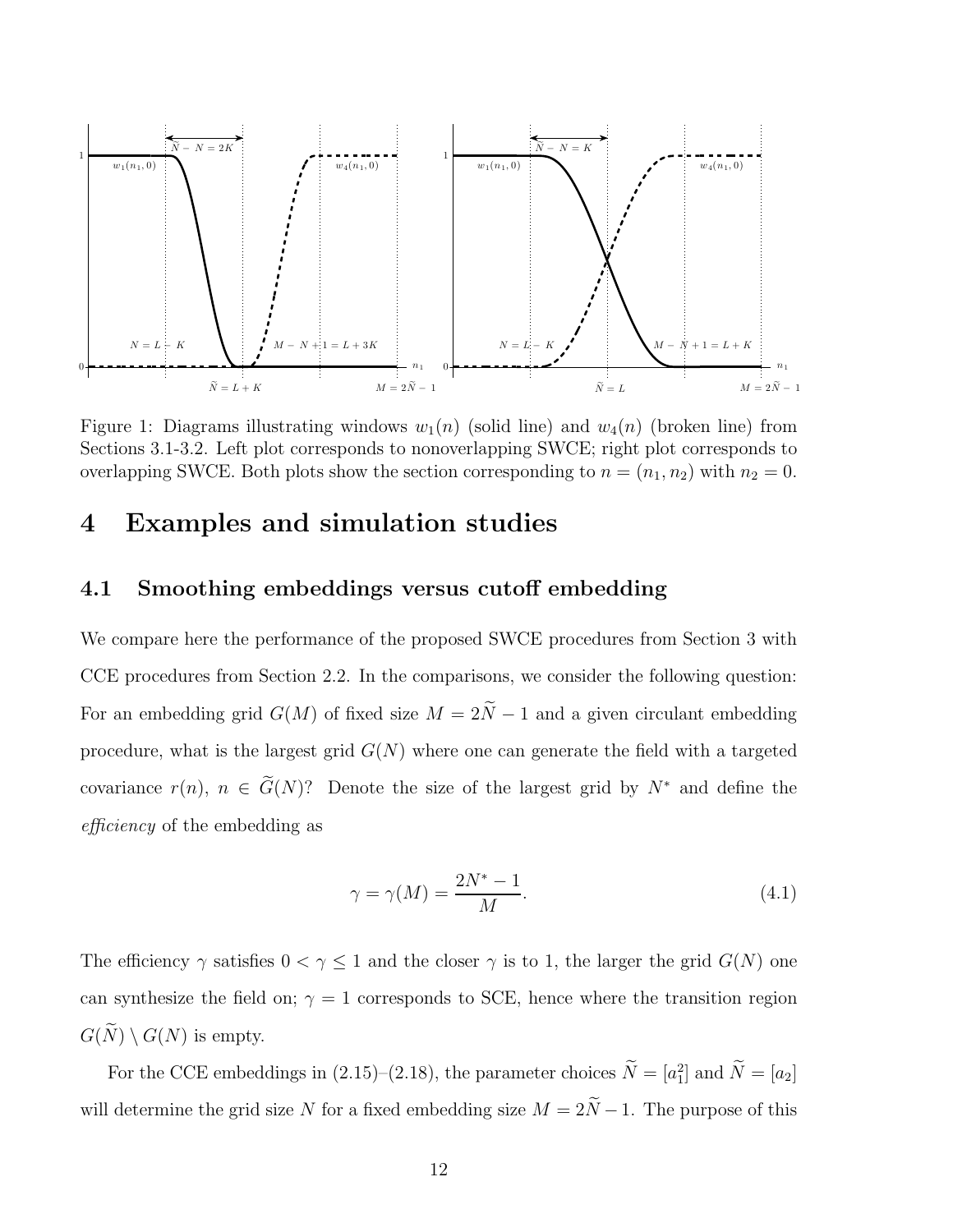Figure 1: Diagrams illustrating windows $w_1(n)$ (solid line) and $w_4(n)$ (broken line) from Sections 3.1-3.2. Left plot corresponds to nonoverlapping SWCE; right plot corresponds to overlapping SWCE. Both plots show the section corresponding to $n = (n_1, n_2)$ with $n_2 = 0$.

# 4 Examples and simulation studies

## 4.1 Smoothing embeddings versus cutoff embedding

We compare here the performance of the proposed SWCE procedures from Section 3 with CCE procedures from Section 2.2. In the comparisons, we consider the following question: For an embedding grid $G(M)$ of fixed size $M = 2\widetilde{N} - 1$ and a given circulant embedding procedure, what is the largest grid $G(N)$ where one can generate the field with a targeted covariance $r(n)$, $n \in \widetilde{G}(N)$? Denote the size of the largest grid by $N^*$ and define the *efficiency* of the embedding as

$$\gamma = \gamma(M) = \frac{2N^* - 1}{M}. \tag{4.1}$$

The efficiency $\gamma$ satisfies $0 < \gamma \leq 1$ and the closer $\gamma$ is to 1, the larger the grid $G(N)$ one can synthesize the field on; $\gamma = 1$ corresponds to SCE, hence where the transition region $G(\widetilde{N}) \setminus G(N)$ is empty.

For the CCE embeddings in (2.15)–(2.18), the parameter choices $\widetilde{N} = [a_1^2]$ and $\widetilde{N} = [a_2]$ will determine the grid size $N$ for a fixed embedding size $M = 2\widetilde{N} - 1$. The purpose of this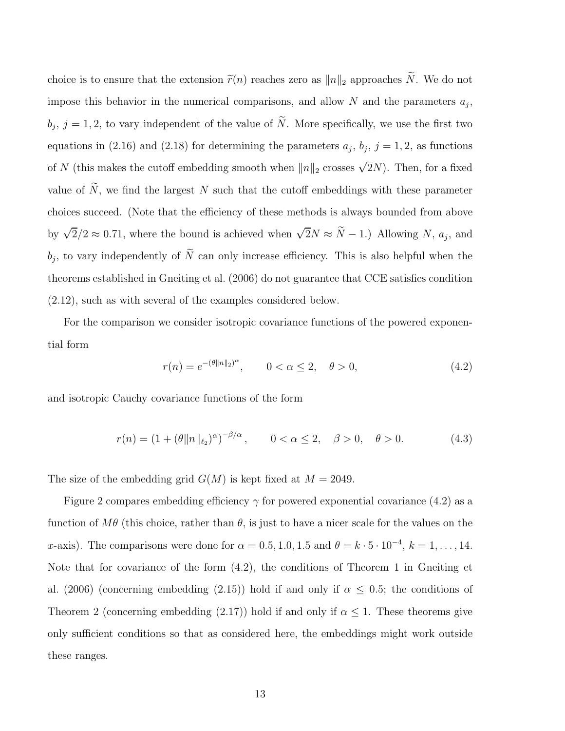choice is to ensure that the extension $\widetilde{r}(n)$ reaches zero as $\|n\|_2$ approaches $\widetilde{N}$. We do not impose this behavior in the numerical comparisons, and allow $N$ and the parameters $a_j$, $b_j$, $j = 1, 2$, to vary independent of the value of $\widetilde{N}$. More specifically, we use the first two equations in (2.16) and (2.18) for determining the parameters $a_j$, $b_j$, $j = 1, 2$, as functions of $N$ (this makes the cutoff embedding smooth when $\|n\|_2$ crosses $\sqrt{2}N$). Then, for a fixed value of $\widetilde{N}$, we find the largest $N$ such that the cutoff embeddings with these parameter choices succeed. (Note that the efficiency of these methods is always bounded from above by $\sqrt{2}/2 \approx 0.71$, where the bound is achieved when $\sqrt{2}N \approx \widetilde{N} - 1$.) Allowing $N$, $a_j$, and $b_j$, to vary independently of $\widetilde{N}$ can only increase efficiency. This is also helpful when the theorems established in Gneiting et al. (2006) do not guarantee that CCE satisfies condition (2.12), such as with several of the examples considered below.

For the comparison we consider isotropic covariance functions of the powered exponential form

$$r(n) = e^{-(\theta\|n\|_2)^\alpha}, \qquad 0 < \alpha \leq 2, \quad \theta > 0, \tag{4.2}$$

and isotropic Cauchy covariance functions of the form

$$r(n) = (1 + (\theta\|n\|_{\ell_2})^\alpha)^{-\beta/\alpha}, \qquad 0 < \alpha \leq 2, \quad \beta > 0, \quad \theta > 0. \tag{4.3}$$

The size of the embedding grid $G(M)$ is kept fixed at $M = 2049$.

Figure 2 compares embedding efficiency $\gamma$ for powered exponential covariance (4.2) as a function of $M\theta$ (this choice, rather than $\theta$, is just to have a nicer scale for the values on the $x$-axis). The comparisons were done for $\alpha = 0.5, 1.0, 1.5$ and $\theta = k \cdot 5 \cdot 10^{-4}$, $k = 1, \ldots, 14$. Note that for covariance of the form (4.2), the conditions of Theorem 1 in Gneiting et al. (2006) (concerning embedding (2.15)) hold if and only if $\alpha \leq 0.5$; the conditions of Theorem 2 (concerning embedding (2.17)) hold if and only if $\alpha \leq 1$. These theorems give only sufficient conditions so that as considered here, the embeddings might work outside these ranges.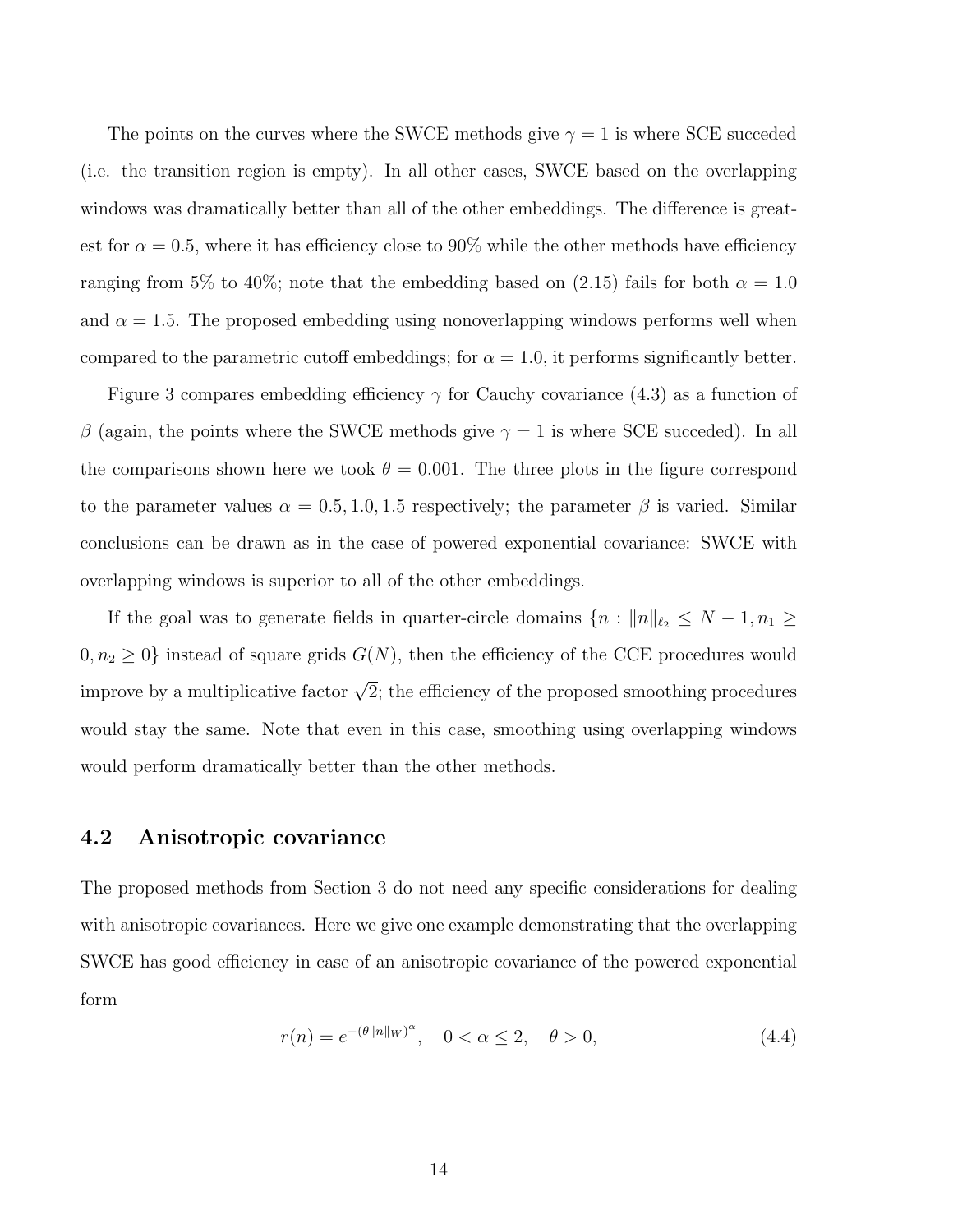The points on the curves where the SWCE methods give $\gamma = 1$ is where SCE succeded (i.e. the transition region is empty). In all other cases, SWCE based on the overlapping windows was dramatically better than all of the other embeddings. The difference is greatest for $\alpha = 0.5$, where it has efficiency close to 90% while the other methods have efficiency ranging from 5% to 40%; note that the embedding based on (2.15) fails for both $\alpha = 1.0$ and $\alpha = 1.5$. The proposed embedding using nonoverlapping windows performs well when compared to the parametric cutoff embeddings; for $\alpha = 1.0$, it performs significantly better.

Figure 3 compares embedding efficiency $\gamma$ for Cauchy covariance (4.3) as a function of $\beta$ (again, the points where the SWCE methods give $\gamma = 1$ is where SCE succeded). In all the comparisons shown here we took $\theta = 0.001$. The three plots in the figure correspond to the parameter values $\alpha = 0.5, 1.0, 1.5$ respectively; the parameter $\beta$ is varied. Similar conclusions can be drawn as in the case of powered exponential covariance: SWCE with overlapping windows is superior to all of the other embeddings.

If the goal was to generate fields in quarter-circle domains $\{n : \|n\|_{\ell_2} \leq N-1, n_1 \geq 0, n_2 \geq 0\}$ instead of square grids $G(N)$, then the efficiency of the CCE procedures would improve by a multiplicative factor $\sqrt{2}$; the efficiency of the proposed smoothing procedures would stay the same. Note that even in this case, smoothing using overlapping windows would perform dramatically better than the other methods.

## 4.2 Anisotropic covariance

The proposed methods from Section 3 do not need any specific considerations for dealing with anisotropic covariances. Here we give one example demonstrating that the overlapping SWCE has good efficiency in case of an anisotropic covariance of the powered exponential form

$$r(n) = e^{-(\theta\|n\|_W)^\alpha}, \quad 0 < \alpha \leq 2, \quad \theta > 0, \tag{4.4}$$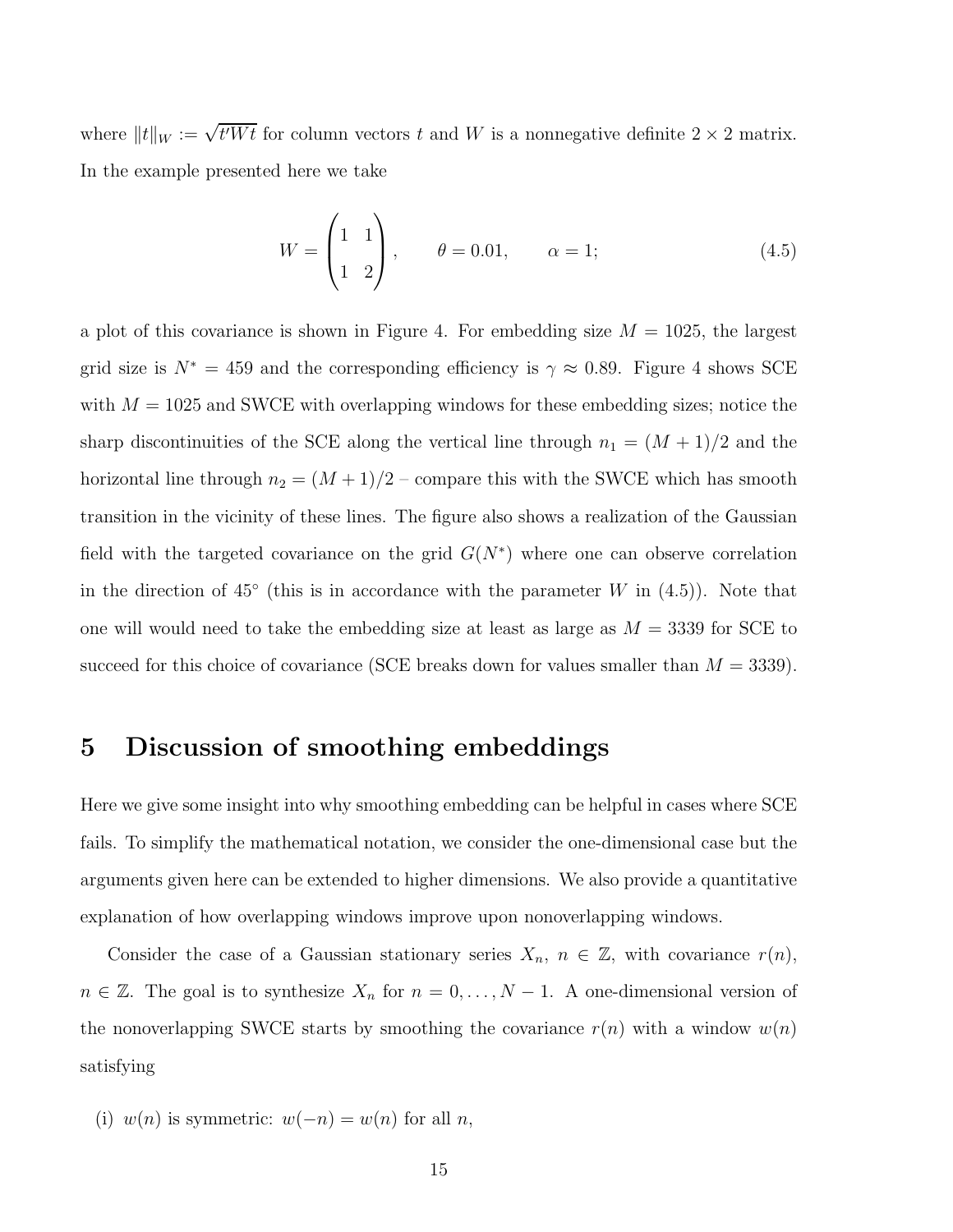where $\|t\|_W := \sqrt{t'Wt}$ for column vectors $t$ and $W$ is a nonnegative definite $2 \times 2$ matrix. In the example presented here we take

$$W = \begin{pmatrix} 1 & 1 \\ 1 & 2 \end{pmatrix}, \qquad \theta = 0.01, \qquad \alpha = 1; \tag{4.5}$$

a plot of this covariance is shown in Figure 4. For embedding size $M = 1025$, the largest grid size is $N^* = 459$ and the corresponding efficiency is $\gamma \approx 0.89$. Figure 4 shows SCE with $M = 1025$ and SWCE with overlapping windows for these embedding sizes; notice the sharp discontinuities of the SCE along the vertical line through $n_1 = (M+1)/2$ and the horizontal line through $n_2 = (M+1)/2$ – compare this with the SWCE which has smooth transition in the vicinity of these lines. The figure also shows a realization of the Gaussian field with the targeted covariance on the grid $G(N^*)$ where one can observe correlation in the direction of $45^\circ$ (this is in accordance with the parameter $W$ in (4.5)). Note that one will would need to take the embedding size at least as large as $M = 3339$ for SCE to succeed for this choice of covariance (SCE breaks down for values smaller than $M = 3339$).

# 5 Discussion of smoothing embeddings

Here we give some insight into why smoothing embedding can be helpful in cases where SCE fails. To simplify the mathematical notation, we consider the one-dimensional case but the arguments given here can be extended to higher dimensions. We also provide a quantitative explanation of how overlapping windows improve upon nonoverlapping windows.

Consider the case of a Gaussian stationary series $X_n$, $n \in \mathbb{Z}$, with covariance $r(n)$, $n \in \mathbb{Z}$. The goal is to synthesize $X_n$ for $n = 0, \dots, N-1$. A one-dimensional version of the nonoverlapping SWCE starts by smoothing the covariance $r(n)$ with a window $w(n)$ satisfying

(i) $w(n)$ is symmetric: $w(-n) = w(n)$ for all $n$,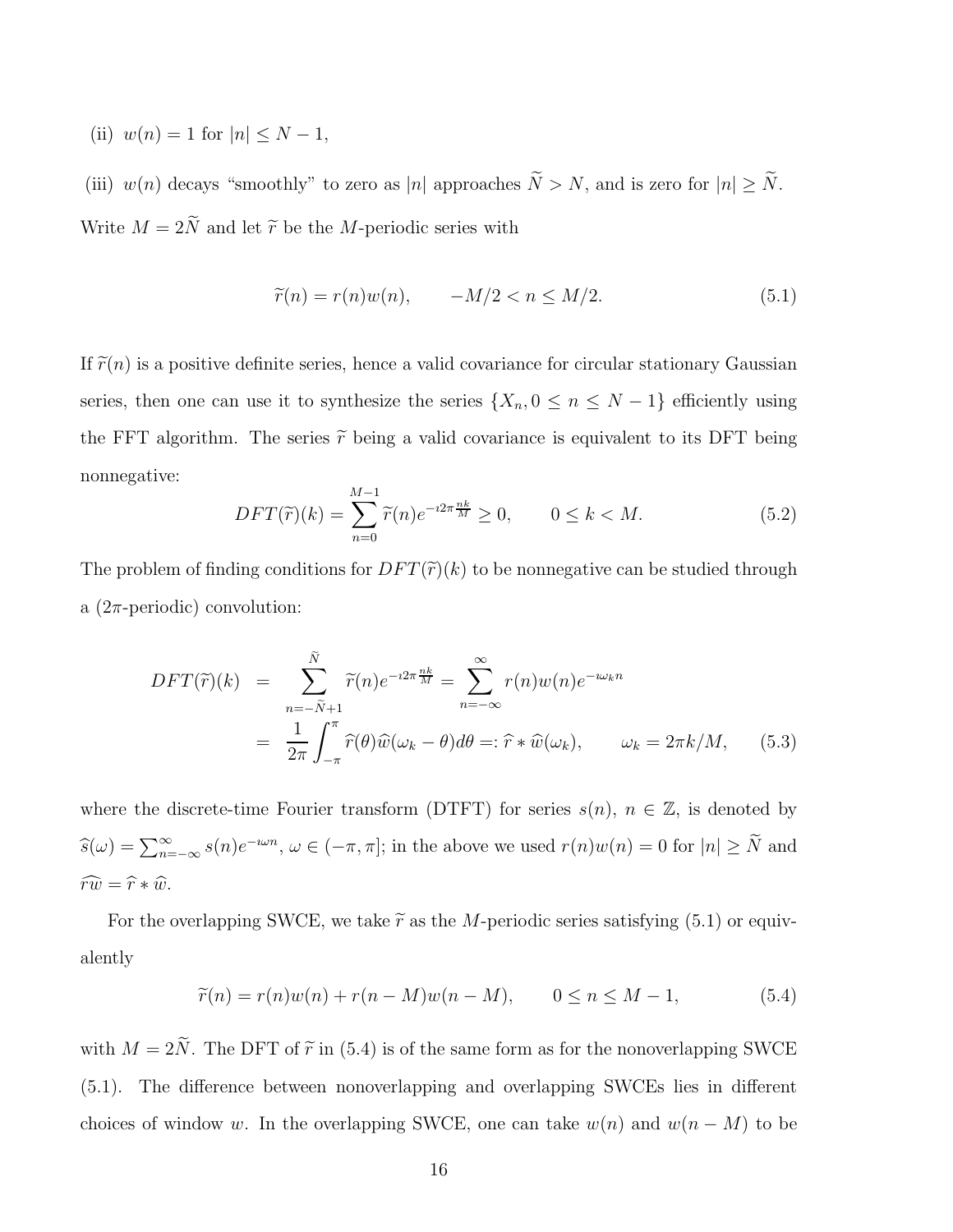(ii) $w(n) = 1$ for $|n| \leq N-1$,

(iii) $w(n)$ decays "smoothly" to zero as $|n|$ approaches $\widetilde{N} > N$, and is zero for $|n| \geq \widetilde{N}$.

Write $M = 2\widetilde{N}$ and let $\widetilde{r}$ be the $M$-periodic series with

$$\widetilde{r}(n) = r(n)w(n), \qquad -M/2 < n \leq M/2. \tag{5.1}$$

If $\widetilde{r}(n)$ is a positive definite series, hence a valid covariance for circular stationary Gaussian series, then one can use it to synthesize the series $\{X_n, 0 \leq n \leq N-1\}$ efficiently using the FFT algorithm. The series $\widetilde{r}$ being a valid covariance is equivalent to its DFT being nonnegative:

$$DFT(\widetilde{r})(k) = \sum_{n=0}^{M-1} \widetilde{r}(n) e^{-\imath 2\pi \frac{nk}{M}} \geq 0, \qquad 0 \leq k < M. \tag{5.2}$$

The problem of finding conditions for $DFT(\widetilde{r})(k)$ to be nonnegative can be studied through a ($2\pi$-periodic) convolution:

$$\begin{aligned} DFT(\widetilde{r})(k) &= \sum_{n=-\widetilde{N}+1}^{\widetilde{N}} \widetilde{r}(n) e^{-\imath 2\pi \frac{nk}{M}} = \sum_{n=-\infty}^{\infty} r(n)w(n)e^{-\imath \omega_k n} \\ &= \frac{1}{2\pi}\int_{-\pi}^{\pi} \widehat{r}(\theta)\widehat{w}(\omega_k - \theta)d\theta =: \widehat{r} * \widehat{w}(\omega_k), \qquad \omega_k = 2\pi k/M, \end{aligned} \tag{5.3}$$

where the discrete-time Fourier transform (DTFT) for series $s(n)$, $n \in \mathbb{Z}$, is denoted by $\widehat{s}(\omega) = \sum_{n=-\infty}^{\infty} s(n)e^{-\imath \omega n}$, $\omega \in (-\pi, \pi]$; in the above we used $r(n)w(n) = 0$ for $|n| \geq \widetilde{N}$ and $\widehat{rw} = \widehat{r} * \widehat{w}$.

For the overlapping SWCE, we take $\widetilde{r}$ as the $M$-periodic series satisfying (5.1) or equivalently

$$\widetilde{r}(n) = r(n)w(n) + r(n-M)w(n-M), \qquad 0 \leq n \leq M-1, \tag{5.4}$$

with $M = 2\widetilde{N}$. The DFT of $\widetilde{r}$ in (5.4) is of the same form as for the nonoverlapping SWCE (5.1). The difference between nonoverlapping and overlapping SWCEs lies in different choices of window $w$. In the overlapping SWCE, one can take $w(n)$ and $w(n-M)$ to be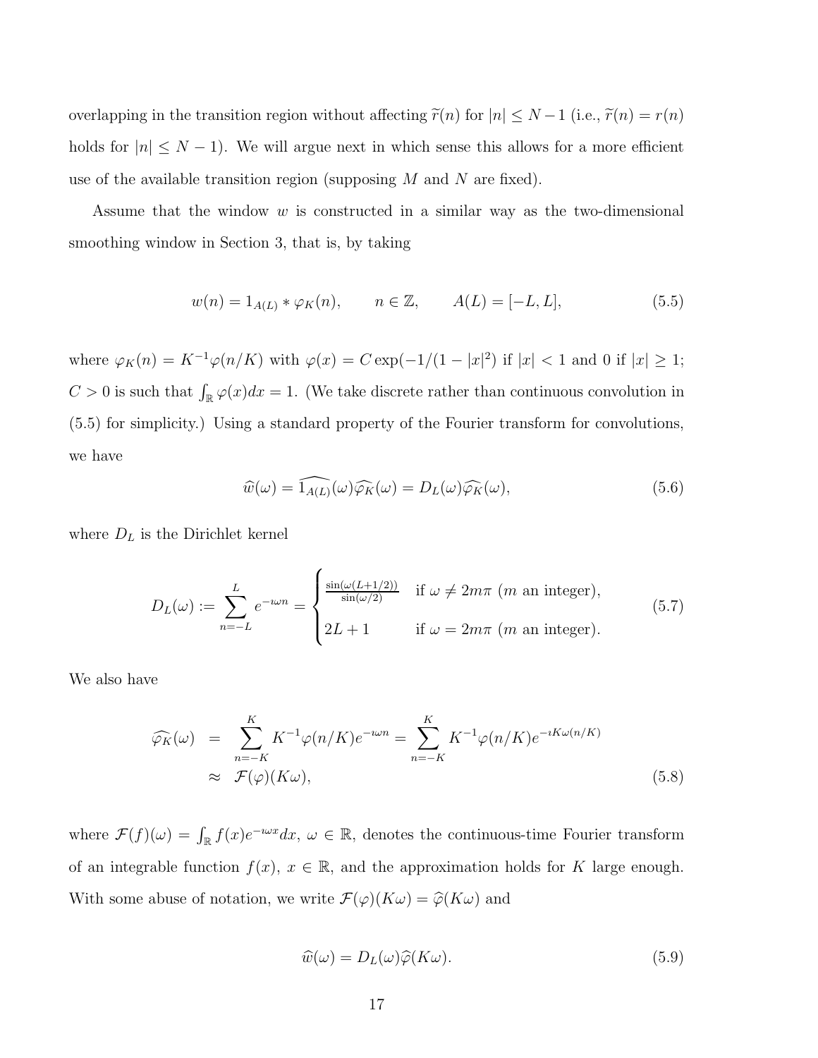overlapping in the transition region without affecting $\widetilde{r}(n)$ for $|n| \leq N-1$ (i.e., $\widetilde{r}(n) = r(n)$ holds for $|n| \leq N-1$). We will argue next in which sense this allows for a more efficient use of the available transition region (supposing $M$ and $N$ are fixed).

Assume that the window $w$ is constructed in a similar way as the two-dimensional smoothing window in Section 3, that is, by taking

$$w(n) = 1_{A(L)} * \varphi_K(n), \qquad n \in \mathbb{Z}, \qquad A(L) = [-L, L], \tag{5.5}$$

where $\varphi_K(n) = K^{-1}\varphi(n/K)$ with $\varphi(x) = C\exp(-1/(1-|x|^2))$ if $|x| < 1$ and 0 if $|x| \geq 1$; $C > 0$ is such that $\int_{\mathbb{R}} \varphi(x)dx = 1$. (We take discrete rather than continuous convolution in (5.5) for simplicity.) Using a standard property of the Fourier transform for convolutions, we have

$$\widehat{w}(\omega) = \widehat{1_{A(L)}}(\omega)\widehat{\varphi_K}(\omega) = D_L(\omega)\widehat{\varphi_K}(\omega), \tag{5.6}$$

where $D_L$ is the Dirichlet kernel

$$D_L(\omega) := \sum_{n=-L}^{L} e^{-\imath\omega n} = \begin{cases} \frac{\sin(\omega(L+1/2))}{\sin(\omega/2)} & \text{if } \omega \neq 2m\pi \ (m \text{ an integer}), \\ 2L+1 & \text{if } \omega = 2m\pi \ (m \text{ an integer}). \end{cases} \tag{5.7}$$

We also have

$$\begin{aligned} \widehat{\varphi_K}(\omega) &= \sum_{n=-K}^{K} K^{-1}\varphi(n/K)e^{-\imath\omega n} = \sum_{n=-K}^{K} K^{-1}\varphi(n/K)e^{-\imath K\omega(n/K)} \\ &\approx \mathcal{F}(\varphi)(K\omega), \end{aligned} \tag{5.8}$$

where $\mathcal{F}(f)(\omega) = \int_{\mathbb{R}} f(x)e^{-\imath\omega x}dx$, $\omega \in \mathbb{R}$, denotes the continuous-time Fourier transform of an integrable function $f(x)$, $x \in \mathbb{R}$, and the approximation holds for $K$ large enough. With some abuse of notation, we write $\mathcal{F}(\varphi)(K\omega) = \widehat{\varphi}(K\omega)$ and

$$\widehat{w}(\omega) = D_L(\omega)\widehat{\varphi}(K\omega). \tag{5.9}$$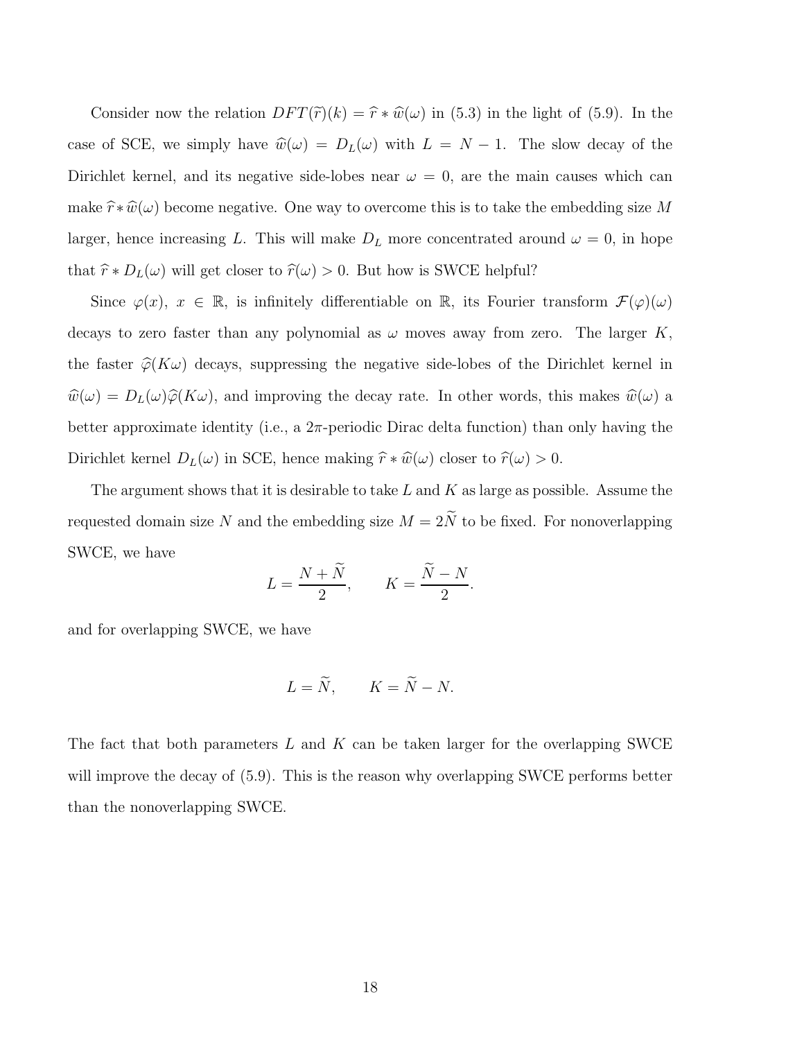Consider now the relation $DFT(\widetilde{r})(k) = \widehat{r} * \widehat{w}(\omega)$ in (5.3) in the light of (5.9). In the case of SCE, we simply have $\widehat{w}(\omega) = D_L(\omega)$ with $L = N - 1$. The slow decay of the Dirichlet kernel, and its negative side-lobes near $\omega = 0$, are the main causes which can make $\widehat{r} * \widehat{w}(\omega)$ become negative. One way to overcome this is to take the embedding size $M$ larger, hence increasing $L$. This will make $D_L$ more concentrated around $\omega = 0$, in hope that $\widehat{r} * D_L(\omega)$ will get closer to $\widehat{r}(\omega) > 0$. But how is SWCE helpful?

Since $\varphi(x)$, $x \in \mathbb{R}$, is infinitely differentiable on $\mathbb{R}$, its Fourier transform $\mathcal{F}(\varphi)(\omega)$ decays to zero faster than any polynomial as $\omega$ moves away from zero. The larger $K$, the faster $\widehat{\varphi}(K\omega)$ decays, suppressing the negative side-lobes of the Dirichlet kernel in $\widehat{w}(\omega) = D_L(\omega)\widehat{\varphi}(K\omega)$, and improving the decay rate. In other words, this makes $\widehat{w}(\omega)$ a better approximate identity (i.e., a $2\pi$-periodic Dirac delta function) than only having the Dirichlet kernel $D_L(\omega)$ in SCE, hence making $\widehat{r} * \widehat{w}(\omega)$ closer to $\widehat{r}(\omega) > 0$.

The argument shows that it is desirable to take $L$ and $K$ as large as possible. Assume the requested domain size $N$ and the embedding size $M = 2\widetilde{N}$ to be fixed. For nonoverlapping SWCE, we have

$$L = \frac{N + \widetilde{N}}{2}, \qquad K = \frac{\widetilde{N} - N}{2}.$$

and for overlapping SWCE, we have

$$L = \widetilde{N}, \qquad K = \widetilde{N} - N.$$

The fact that both parameters $L$ and $K$ can be taken larger for the overlapping SWCE will improve the decay of (5.9). This is the reason why overlapping SWCE performs better than the nonoverlapping SWCE.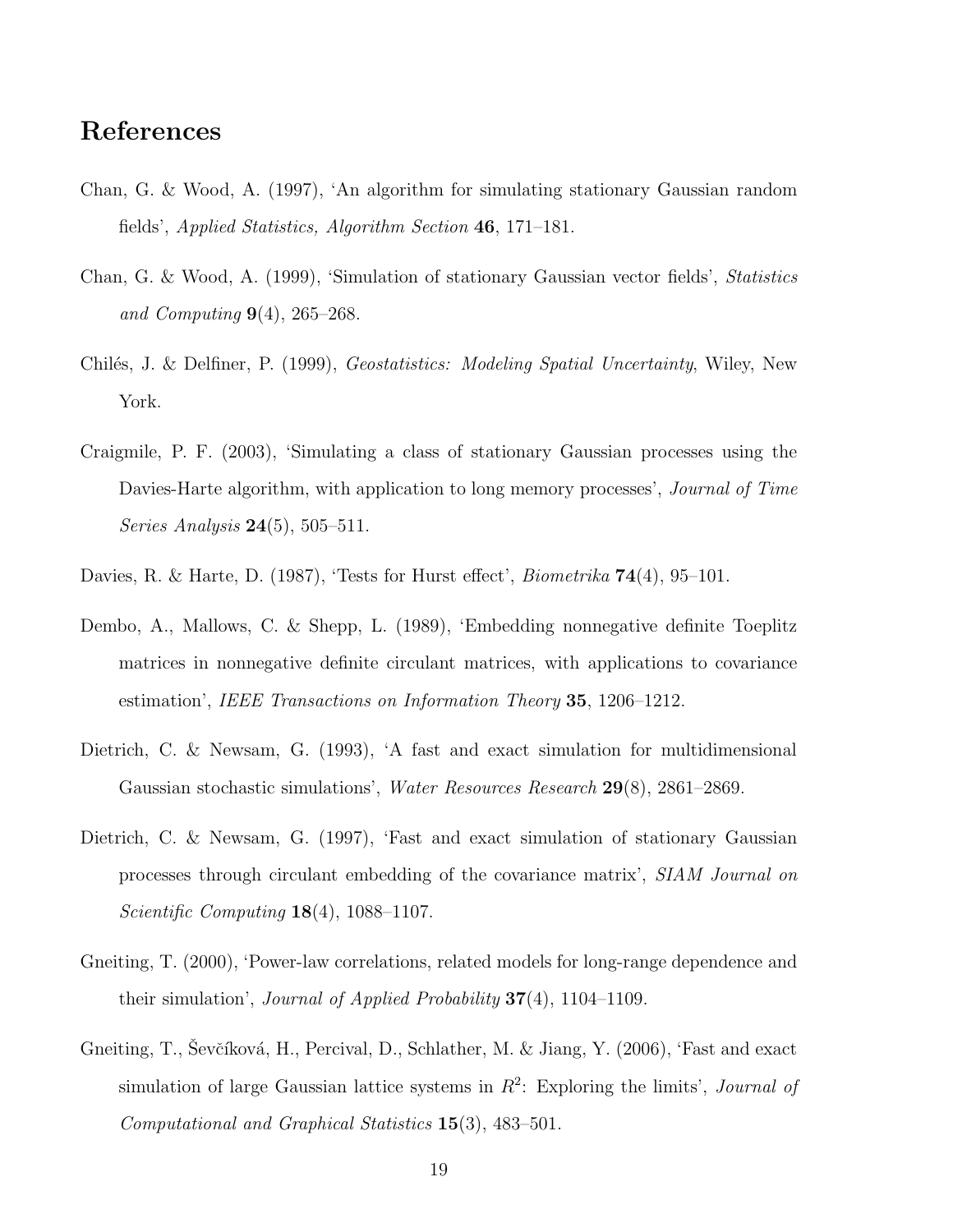## References

Chan, G. & Wood, A. (1997), 'An algorithm for simulating stationary Gaussian random fields', *Applied Statistics, Algorithm Section* **46**, 171–181.

Chan, G. & Wood, A. (1999), 'Simulation of stationary Gaussian vector fields', *Statistics and Computing* **9**(4), 265–268.

Chilés, J. & Delfiner, P. (1999), *Geostatistics: Modeling Spatial Uncertainty*, Wiley, New York.

Craigmile, P. F. (2003), 'Simulating a class of stationary Gaussian processes using the Davies-Harte algorithm, with application to long memory processes', *Journal of Time Series Analysis* **24**(5), 505–511.

Davies, R. & Harte, D. (1987), 'Tests for Hurst effect', *Biometrika* **74**(4), 95–101.

Dembo, A., Mallows, C. & Shepp, L. (1989), 'Embedding nonnegative definite Toeplitz matrices in nonnegative definite circulant matrices, with applications to covariance estimation', *IEEE Transactions on Information Theory* **35**, 1206–1212.

Dietrich, C. & Newsam, G. (1993), 'A fast and exact simulation for multidimensional Gaussian stochastic simulations', *Water Resources Research* **29**(8), 2861–2869.

Dietrich, C. & Newsam, G. (1997), 'Fast and exact simulation of stationary Gaussian processes through circulant embedding of the covariance matrix', *SIAM Journal on Scientific Computing* **18**(4), 1088–1107.

Gneiting, T. (2000), 'Power-law correlations, related models for long-range dependence and their simulation', *Journal of Applied Probability* **37**(4), 1104–1109.

Gneiting, T., Ševčíková, H., Percival, D., Schlather, M. & Jiang, Y. (2006), 'Fast and exact simulation of large Gaussian lattice systems in $R^2$: Exploring the limits', *Journal of Computational and Graphical Statistics* **15**(3), 483–501.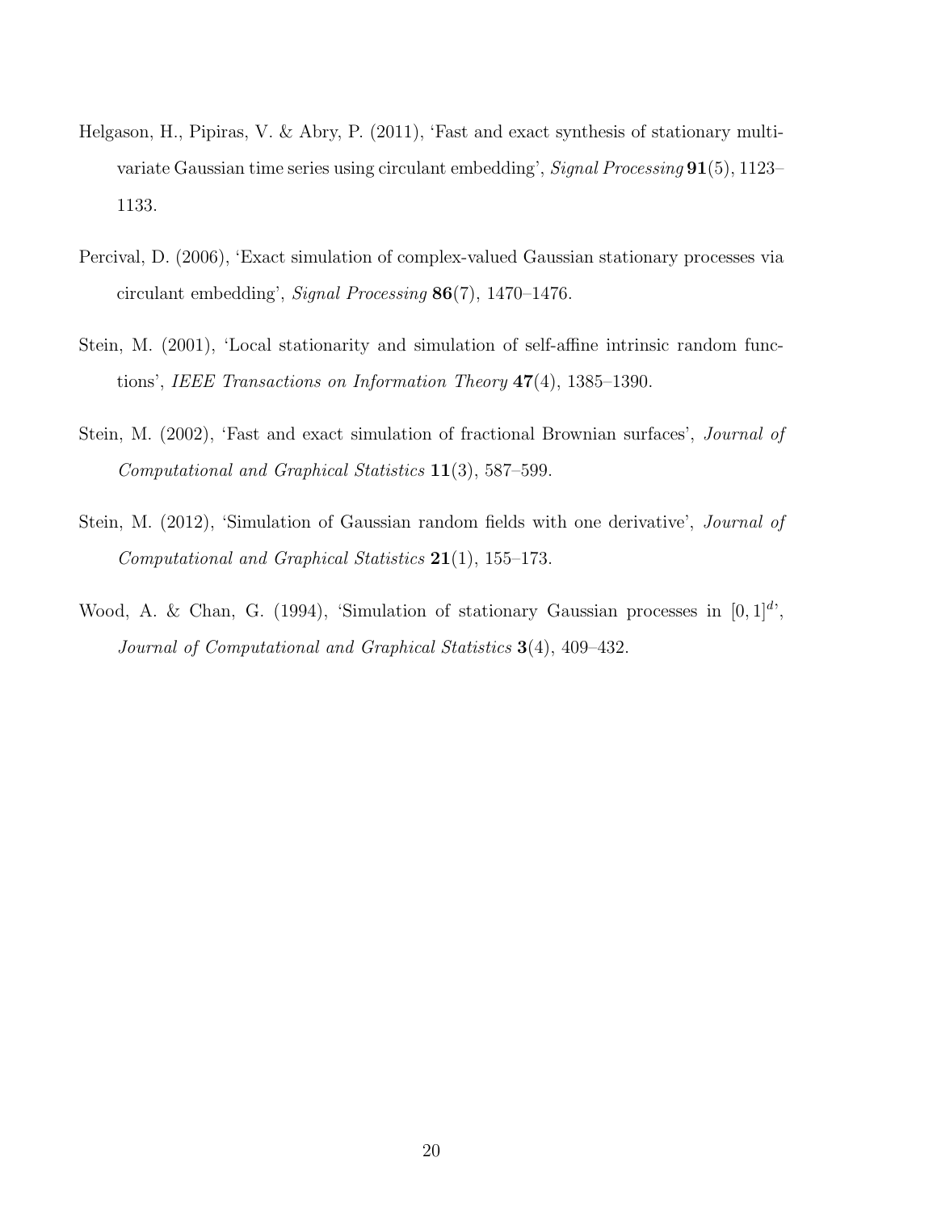Helgason, H., Pipiras, V. & Abry, P. (2011), 'Fast and exact synthesis of stationary multivariate Gaussian time series using circulant embedding', *Signal Processing* **91**(5), 1123–1133.

Percival, D. (2006), 'Exact simulation of complex-valued Gaussian stationary processes via circulant embedding', *Signal Processing* **86**(7), 1470–1476.

Stein, M. (2001), 'Local stationarity and simulation of self-affine intrinsic random functions', *IEEE Transactions on Information Theory* **47**(4), 1385–1390.

Stein, M. (2002), 'Fast and exact simulation of fractional Brownian surfaces', *Journal of Computational and Graphical Statistics* **11**(3), 587–599.

Stein, M. (2012), 'Simulation of Gaussian random fields with one derivative', *Journal of Computational and Graphical Statistics* **21**(1), 155–173.

Wood, A. & Chan, G. (1994), 'Simulation of stationary Gaussian processes in $[0, 1]^d$', *Journal of Computational and Graphical Statistics* **3**(4), 409–432.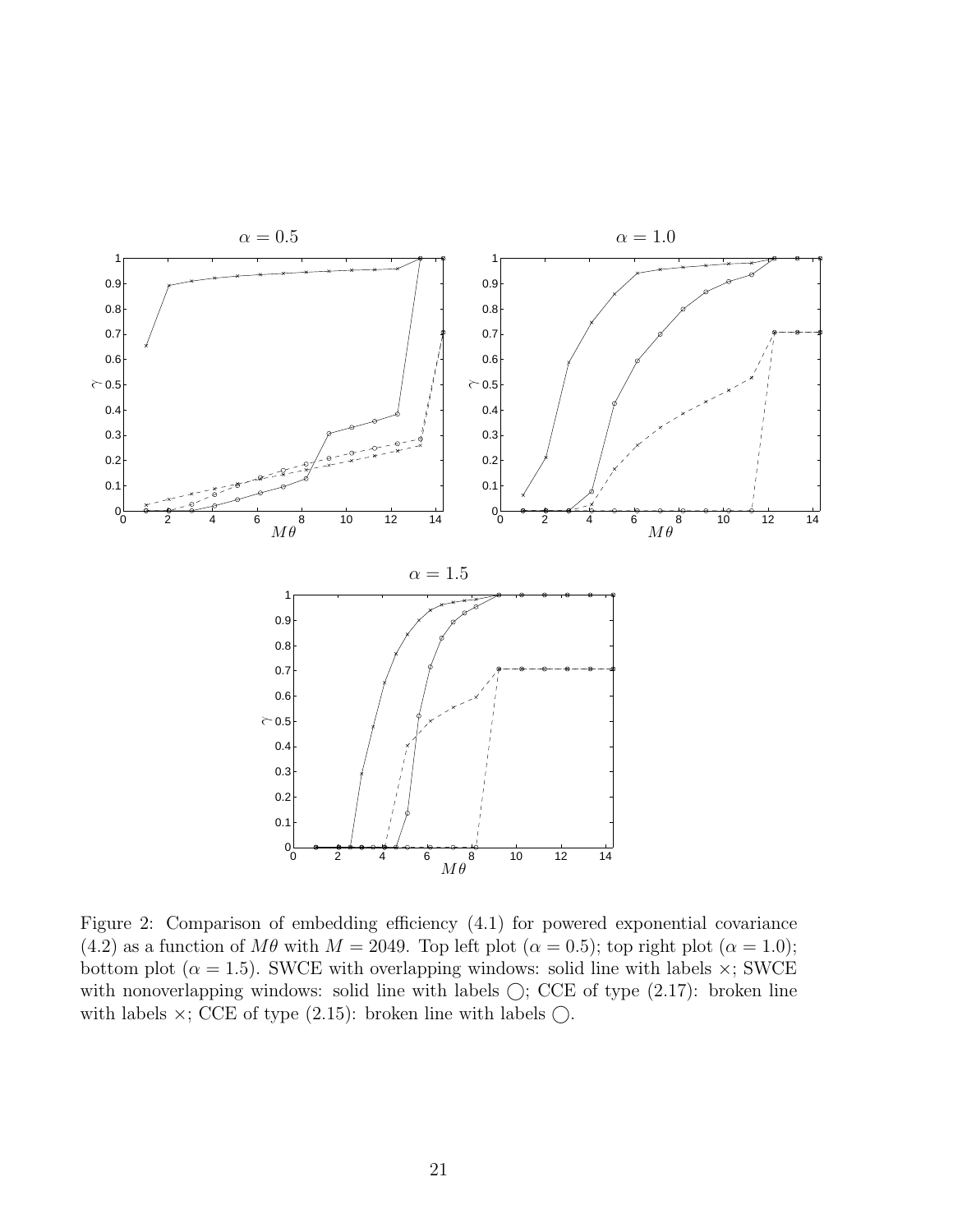Figure 2: Comparison of embedding efficiency (4.1) for powered exponential covariance (4.2) as a function of $M\theta$ with $M = 2049$. Top left plot ($\alpha = 0.5$); top right plot ($\alpha = 1.0$); bottom plot ($\alpha = 1.5$). SWCE with overlapping windows: solid line with labels $\times$; SWCE with nonoverlapping windows: solid line with labels $\bigcirc$; CCE of type (2.17): broken line with labels $\times$; CCE of type (2.15): broken line with labels $\bigcirc$.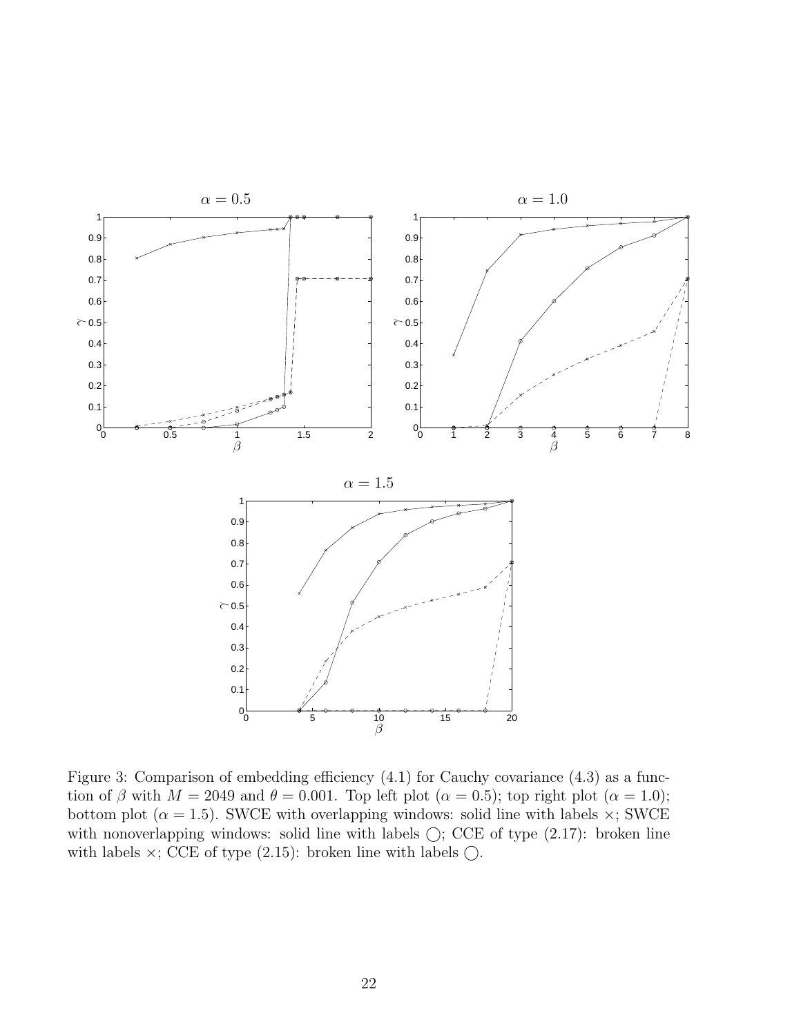Figure 3: Comparison of embedding efficiency (4.1) for Cauchy covariance (4.3) as a function of $\beta$ with $M = 2049$ and $\theta = 0.001$. Top left plot ($\alpha = 0.5$); top right plot ($\alpha = 1.0$); bottom plot ($\alpha = 1.5$). SWCE with overlapping windows: solid line with labels $\times$; SWCE with nonoverlapping windows: solid line with labels $\bigcirc$; CCE of type (2.17): broken line with labels $\times$; CCE of type (2.15): broken line with labels $\bigcirc$.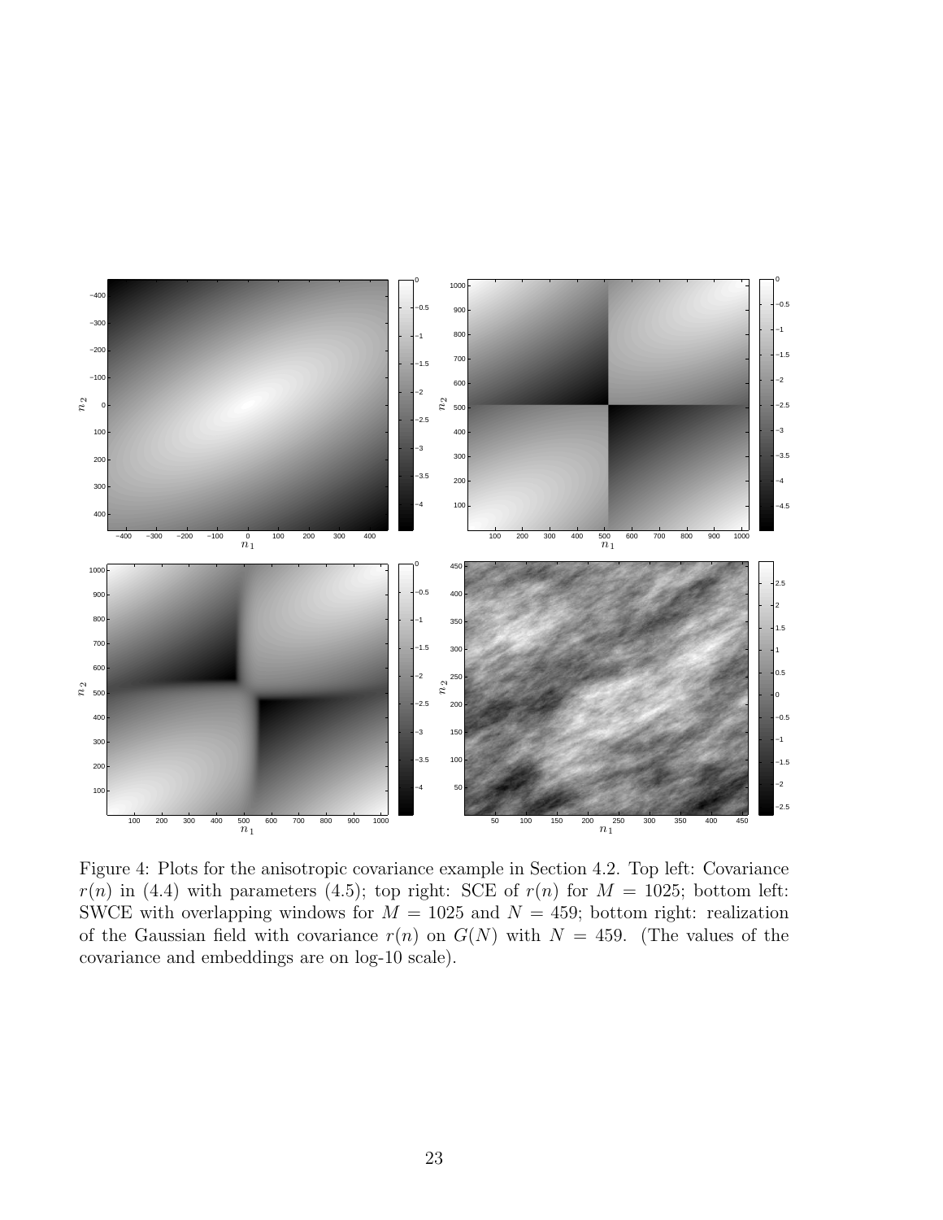$n_2$

−400
−300
−200
−100
0
100
200
300
400

−400 −300 −200 −100 0 100 200 300 400

$n_1$

0
−0.5
−1
−1.5
−2
−2.5
−3
−3.5
−4

$n_2$

1000
900
800
700
600
500
400
300
200
100

100 200 300 400 500 600 700 800 900 1000

$n_1$

0
−0.5
−1
−1.5
−2
−2.5
−3
−3.5
−4
−4.5

$n_2$

1000
900
800
700
600
500
400
300
200
100

100 200 300 400 500 600 700 800 900 1000

$n_1$

0
−0.5
−1
−1.5
−2
−2.5
−3
−3.5
−4

$n_2$

450
400
350
300
250
200
150
100
50

50 100 150 200 250 300 350 400 450

$n_1$

2.5
2
1.5
1
0.5
0
−0.5
−1
−1.5
−2
−2.5

Figure 4: Plots for the anisotropic covariance example in Section 4.2. Top left: Covariance $r(n)$ in (4.4) with parameters (4.5); top right: SCE of $r(n)$ for $M = 1025$; bottom left: SWCE with overlapping windows for $M = 1025$ and $N = 459$; bottom right: realization of the Gaussian field with covariance $r(n)$ on $G(N)$ with $N = 459$. (The values of the covariance and embeddings are on log-10 scale).